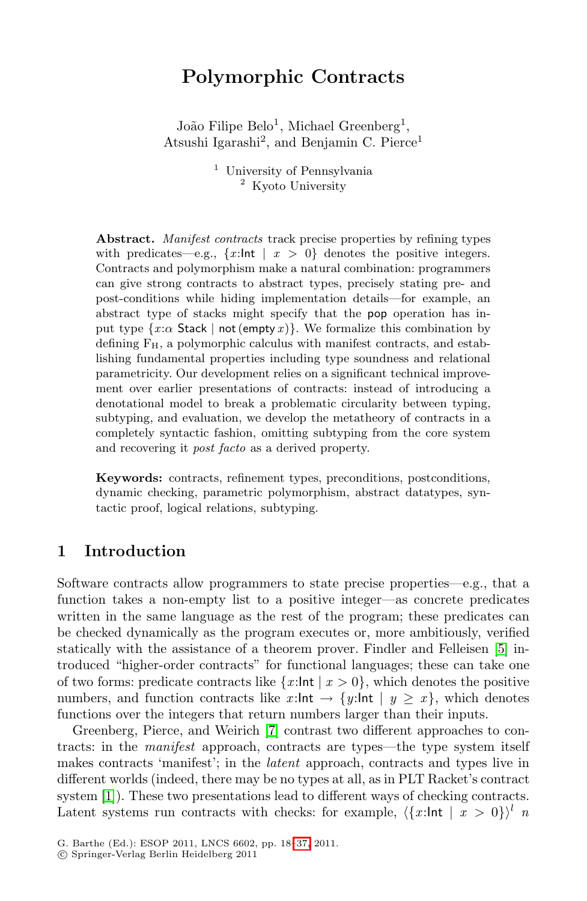# Polymorphic Contracts

João Filipe Belo[1], Michael Greenberg[1], Atsushi Igarashi[2], and Benjamin C. Pierce[1]

[1] University of Pennsylvania
[2] Kyoto University

**Abstract.** *Manifest contracts* track precise properties by refining types with predicates—e.g., $\{x{:}\mathsf{Int} \mid x > 0\}$ denotes the positive integers. Contracts and polymorphism make a natural combination: programmers can give strong contracts to abstract types, precisely stating pre- and post-conditions while hiding implementation details—for example, an abstract type of stacks might specify that the pop operation has input type $\{x{:}\alpha\ \mathsf{Stack} \mid \mathsf{not}\,(\mathsf{empty}\,x)\}$. We formalize this combination by defining $\mathrm{F_H}$, a polymorphic calculus with manifest contracts, and establishing fundamental properties including type soundness and relational parametricity. Our development relies on a significant technical improvement over earlier presentations of contracts: instead of introducing a denotational model to break a problematic circularity between typing, subtyping, and evaluation, we develop the metatheory of contracts in a completely syntactic fashion, omitting subtyping from the core system and recovering it *post facto* as a derived property.

**Keywords:** contracts, refinement types, preconditions, postconditions, dynamic checking, parametric polymorphism, abstract datatypes, syntactic proof, logical relations, subtyping.

## 1 Introduction

Software contracts allow programmers to state precise properties—e.g., that a function takes a non-empty list to a positive integer—as concrete predicates written in the same language as the rest of the program; these predicates can be checked dynamically as the program executes or, more ambitiously, verified statically with the assistance of a theorem prover. Findler and Felleisen [5] introduced "higher-order contracts" for functional languages; these can take one of two forms: predicate contracts like $\{x{:}\mathsf{Int} \mid x > 0\}$, which denotes the positive numbers, and function contracts like $x{:}\mathsf{Int} \rightarrow \{y{:}\mathsf{Int} \mid y \geq x\}$, which denotes functions over the integers that return numbers larger than their inputs.

Greenberg, Pierce, and Weirich [7] contrast two different approaches to contracts: in the *manifest* approach, contracts are types—the type system itself makes contracts 'manifest'; in the *latent* approach, contracts and types live in different worlds (indeed, there may be no types at all, as in PLT Racket's contract system [1]). These two presentations lead to different ways of checking contracts. Latent systems run contracts with checks: for example, $\langle\{x{:}\mathsf{Int} \mid x > 0\}\rangle^{l}\ n$

G. Barthe (Ed.): ESOP 2011, LNCS 6602, pp. 18–37, 2011.
© Springer-Verlag Berlin Heidelberg 2011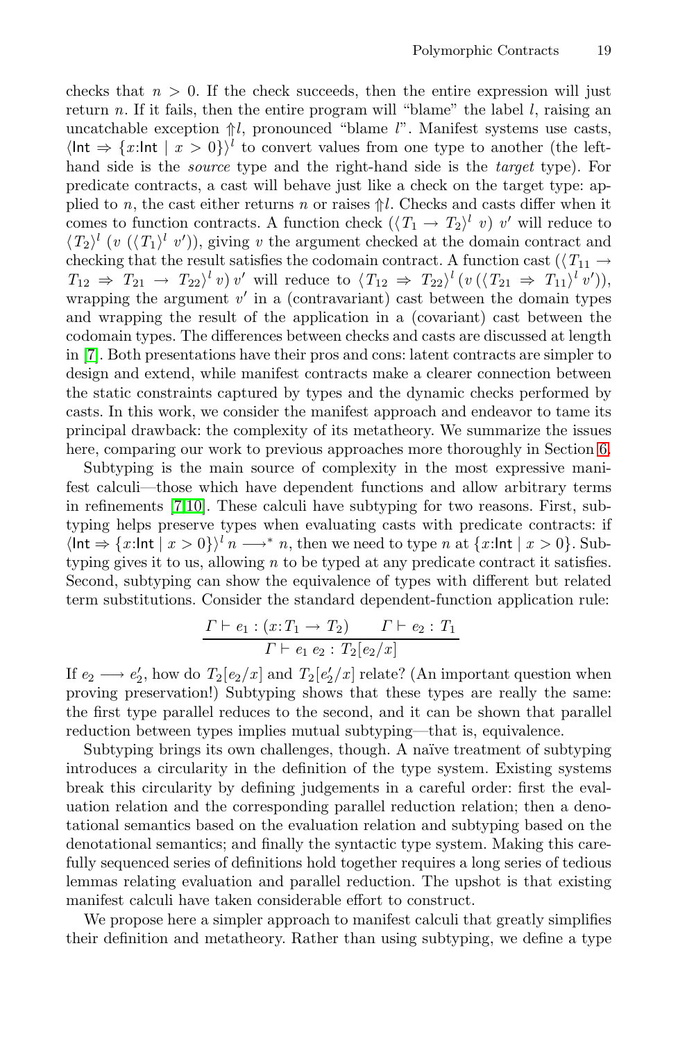checks that $n > 0$. If the check succeeds, then the entire expression will just return $n$. If it fails, then the entire program will "blame" the label $l$, raising an uncatchable exception $\Uparrow l$, pronounced "blame $l$". Manifest systems use casts, $\langle \mathsf{Int} \Rightarrow \{x{:}\mathsf{Int} \mid x > 0\}\rangle^l$ to convert values from one type to another (the left-hand side is the *source* type and the right-hand side is the *target* type). For predicate contracts, a cast will behave just like a check on the target type: applied to $n$, the cast either returns $n$ or raises $\Uparrow l$. Checks and casts differ when it comes to function contracts. A function check $(\langle T_1 \to T_2\rangle^l\ v)\ v'$ will reduce to $\langle T_2\rangle^l\ (v\ (\langle T_1\rangle^l\ v'))$, giving $v$ the argument checked at the domain contract and checking that the result satisfies the codomain contract. A function cast $(\langle T_{11} \to T_{12} \Rightarrow T_{21} \to T_{22}\rangle^l\, v)\, v'$ will reduce to $\langle T_{12} \Rightarrow T_{22}\rangle^l\, (v\, (\langle T_{21} \Rightarrow T_{11}\rangle^l\, v'))$, wrapping the argument $v'$ in a (contravariant) cast between the domain types and wrapping the result of the application in a (covariant) cast between the codomain types. The differences between checks and casts are discussed at length in [7]. Both presentations have their pros and cons: latent contracts are simpler to design and extend, while manifest contracts make a clearer connection between the static constraints captured by types and the dynamic checks performed by casts. In this work, we consider the manifest approach and endeavor to tame its principal drawback: the complexity of its metatheory. We summarize the issues here, comparing our work to previous approaches more thoroughly in Section 6.

Subtyping is the main source of complexity in the most expressive manifest calculi—those which have dependent functions and allow arbitrary terms in refinements [7,10]. These calculi have subtyping for two reasons. First, subtyping helps preserve types when evaluating casts with predicate contracts: if $\langle \mathsf{Int} \Rightarrow \{x{:}\mathsf{Int} \mid x > 0\}\rangle^l\, n \longrightarrow^* n$, then we need to type $n$ at $\{x{:}\mathsf{Int} \mid x > 0\}$. Subtyping gives it to us, allowing $n$ to be typed at any predicate contract it satisfies. Second, subtyping can show the equivalence of types with different but related term substitutions. Consider the standard dependent-function application rule:

$$\frac{\Gamma \vdash e_1 : (x{:}T_1 \to T_2) \qquad \Gamma \vdash e_2 : T_1}{\Gamma \vdash e_1\ e_2 : T_2[e_2/x]}$$

If $e_2 \longrightarrow e_2'$, how do $T_2[e_2/x]$ and $T_2[e_2'/x]$ relate? (An important question when proving preservation!) Subtyping shows that these types are really the same: the first type parallel reduces to the second, and it can be shown that parallel reduction between types implies mutual subtyping—that is, equivalence.

Subtyping brings its own challenges, though. A naïve treatment of subtyping introduces a circularity in the definition of the type system. Existing systems break this circularity by defining judgements in a careful order: first the evaluation relation and the corresponding parallel reduction relation; then a denotational semantics based on the evaluation relation and subtyping based on the denotational semantics; and finally the syntactic type system. Making this carefully sequenced series of definitions hold together requires a long series of tedious lemmas relating evaluation and parallel reduction. The upshot is that existing manifest calculi have taken considerable effort to construct.

We propose here a simpler approach to manifest calculi that greatly simplifies their definition and metatheory. Rather than using subtyping, we define a type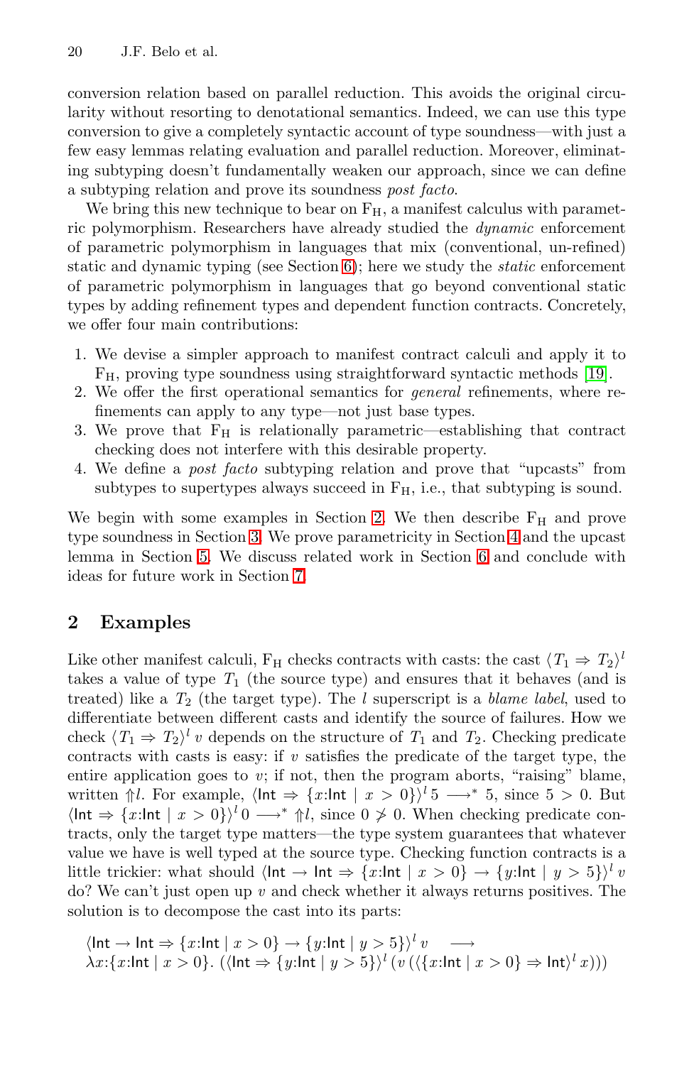conversion relation based on parallel reduction. This avoids the original circularity without resorting to denotational semantics. Indeed, we can use this type conversion to give a completely syntactic account of type soundness—with just a few easy lemmas relating evaluation and parallel reduction. Moreover, eliminating subtyping doesn't fundamentally weaken our approach, since we can define a subtyping relation and prove its soundness *post facto*.

We bring this new technique to bear on $F_H$, a manifest calculus with parametric polymorphism. Researchers have already studied the *dynamic* enforcement of parametric polymorphism in languages that mix (conventional, un-refined) static and dynamic typing (see Section 6); here we study the *static* enforcement of parametric polymorphism in languages that go beyond conventional static types by adding refinement types and dependent function contracts. Concretely, we offer four main contributions:

1. We devise a simpler approach to manifest contract calculi and apply it to $F_H$, proving type soundness using straightforward syntactic methods [19].
2. We offer the first operational semantics for *general* refinements, where refinements can apply to any type—not just base types.
3. We prove that $F_H$ is relationally parametric—establishing that contract checking does not interfere with this desirable property.
4. We define a *post facto* subtyping relation and prove that "upcasts" from subtypes to supertypes always succeed in $F_H$, i.e., that subtyping is sound.

We begin with some examples in Section 2. We then describe $F_H$ and prove type soundness in Section 3. We prove parametricity in Section 4 and the upcast lemma in Section 5. We discuss related work in Section 6 and conclude with ideas for future work in Section 7.

## 2 Examples

Like other manifest calculi, $F_H$ checks contracts with casts: the cast $\langle T_1 \Rightarrow T_2 \rangle^l$ takes a value of type $T_1$ (the source type) and ensures that it behaves (and is treated) like a $T_2$ (the target type). The $l$ superscript is a *blame label*, used to differentiate between different casts and identify the source of failures. How we check $\langle T_1 \Rightarrow T_2 \rangle^l\, v$ depends on the structure of $T_1$ and $T_2$. Checking predicate contracts with casts is easy: if $v$ satisfies the predicate of the target type, the entire application goes to $v$; if not, then the program aborts, "raising" blame, written $\Uparrow l$. For example, $\langle \mathsf{Int} \Rightarrow \{x{:}\mathsf{Int} \mid x > 0\} \rangle^l\, 5 \longrightarrow^* 5$, since $5 > 0$. But $\langle \mathsf{Int} \Rightarrow \{x{:}\mathsf{Int} \mid x > 0\} \rangle^l\, 0 \longrightarrow^* \Uparrow l$, since $0 \not> 0$. When checking predicate contracts, only the target type matters—the type system guarantees that whatever value we have is well typed at the source type. Checking function contracts is a little trickier: what should $\langle \mathsf{Int} \to \mathsf{Int} \Rightarrow \{x{:}\mathsf{Int} \mid x > 0\} \to \{y{:}\mathsf{Int} \mid y > 5\} \rangle^l\, v$ do? We can't just open up $v$ and check whether it always returns positives. The solution is to decompose the cast into its parts:

$$
\begin{array}{l}
\langle \mathsf{Int} \to \mathsf{Int} \Rightarrow \{x{:}\mathsf{Int} \mid x > 0\} \to \{y{:}\mathsf{Int} \mid y > 5\} \rangle^l\, v \quad \longrightarrow \\
\lambda x{:}\{x{:}\mathsf{Int} \mid x > 0\}.\ (\langle \mathsf{Int} \Rightarrow \{y{:}\mathsf{Int} \mid y > 5\} \rangle^l\, (v\, (\langle \{x{:}\mathsf{Int} \mid x > 0\} \Rightarrow \mathsf{Int} \rangle^l\, x)))
\end{array}
$$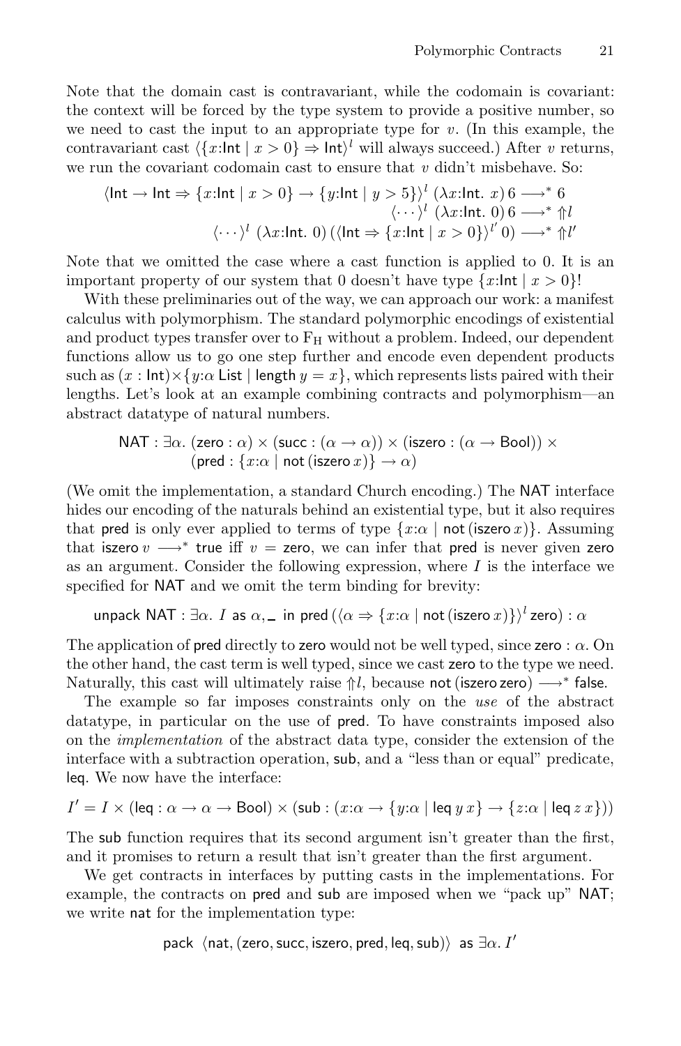Note that the domain cast is contravariant, while the codomain is covariant: the context will be forced by the type system to provide a positive number, so we need to cast the input to an appropriate type for $v$. (In this example, the contravariant cast $\langle\{x{:}\mathsf{Int} \mid x > 0\} \Rightarrow \mathsf{Int}\rangle^l$ will always succeed.) After $v$ returns, we run the covariant codomain cast to ensure that $v$ didn't misbehave. So:

$$\begin{aligned}
\langle \mathsf{Int} \to \mathsf{Int} \Rightarrow \{x{:}\mathsf{Int} \mid x > 0\} \to \{y{:}\mathsf{Int} \mid y > 5\}\rangle^l \; (\lambda x{:}\mathsf{Int}.\; x)\, 6 &\longrightarrow^* 6 \\
\langle \cdots \rangle^l \; (\lambda x{:}\mathsf{Int}.\; 0)\, 6 &\longrightarrow^* \Uparrow l \\
\langle \cdots \rangle^l \; (\lambda x{:}\mathsf{Int}.\; 0)\, (\langle \mathsf{Int} \Rightarrow \{x{:}\mathsf{Int} \mid x > 0\}\rangle^{l'}\, 0) &\longrightarrow^* \Uparrow l'
\end{aligned}$$

Note that we omitted the case where a cast function is applied to 0. It is an important property of our system that 0 doesn't have type $\{x{:}\mathsf{Int} \mid x > 0\}$!

With these preliminaries out of the way, we can approach our work: a manifest calculus with polymorphism. The standard polymorphic encodings of existential and product types transfer over to $\mathrm{F_H}$ without a problem. Indeed, our dependent functions allow us to go one step further and encode even dependent products such as $(x : \mathsf{Int}) \times \{y{:}\alpha\ \mathsf{List} \mid \mathsf{length}\, y = x\}$, which represents lists paired with their lengths. Let's look at an example combining contracts and polymorphism—an abstract datatype of natural numbers.

$$\begin{aligned}
\mathsf{NAT} : \exists \alpha.\; &(\mathsf{zero} : \alpha) \times (\mathsf{succ} : (\alpha \to \alpha)) \times (\mathsf{iszero} : (\alpha \to \mathsf{Bool})) \times \\
&(\mathsf{pred} : \{x{:}\alpha \mid \mathsf{not}\,(\mathsf{iszero}\, x)\} \to \alpha)
\end{aligned}$$

(We omit the implementation, a standard Church encoding.) The $\mathsf{NAT}$ interface hides our encoding of the naturals behind an existential type, but it also requires that $\mathsf{pred}$ is only ever applied to terms of type $\{x{:}\alpha \mid \mathsf{not}\,(\mathsf{iszero}\, x)\}$. Assuming that $\mathsf{iszero}\, v \longrightarrow^* \mathsf{true}$ iff $v = \mathsf{zero}$, we can infer that $\mathsf{pred}$ is never given $\mathsf{zero}$ as an argument. Consider the following expression, where $I$ is the interface we specified for $\mathsf{NAT}$ and we omit the term binding for brevity:

$$\mathsf{unpack}\ \mathsf{NAT} : \exists\alpha.\ I\ \mathsf{as}\ \alpha, \_\ \mathsf{in}\ \mathsf{pred}\,(\langle \alpha \Rightarrow \{x{:}\alpha \mid \mathsf{not}\,(\mathsf{iszero}\, x)\}\rangle^l\, \mathsf{zero}) : \alpha$$

The application of $\mathsf{pred}$ directly to $\mathsf{zero}$ would not be well typed, since $\mathsf{zero} : \alpha$. On the other hand, the cast term is well typed, since we cast $\mathsf{zero}$ to the type we need. Naturally, this cast will ultimately raise $\Uparrow l$, because $\mathsf{not}\,(\mathsf{iszero}\,\mathsf{zero}) \longrightarrow^* \mathsf{false}$.

The example so far imposes constraints only on the *use* of the abstract datatype, in particular on the use of $\mathsf{pred}$. To have constraints imposed also on the *implementation* of the abstract data type, consider the extension of the interface with a subtraction operation, $\mathsf{sub}$, and a "less than or equal" predicate, $\mathsf{leq}$. We now have the interface:

$$I' = I \times (\mathsf{leq} : \alpha \to \alpha \to \mathsf{Bool}) \times (\mathsf{sub} : (x{:}\alpha \to \{y{:}\alpha \mid \mathsf{leq}\, y\, x\} \to \{z{:}\alpha \mid \mathsf{leq}\, z\, x\}))$$

The $\mathsf{sub}$ function requires that its second argument isn't greater than the first, and it promises to return a result that isn't greater than the first argument.

We get contracts in interfaces by putting casts in the implementations. For example, the contracts on $\mathsf{pred}$ and $\mathsf{sub}$ are imposed when we "pack up" $\mathsf{NAT}$; we write $\mathsf{nat}$ for the implementation type:

$$\mathsf{pack}\ \langle \mathsf{nat}, (\mathsf{zero}, \mathsf{succ}, \mathsf{iszero}, \mathsf{pred}, \mathsf{leq}, \mathsf{sub})\rangle\ \mathsf{as}\ \exists\alpha.\ I'$$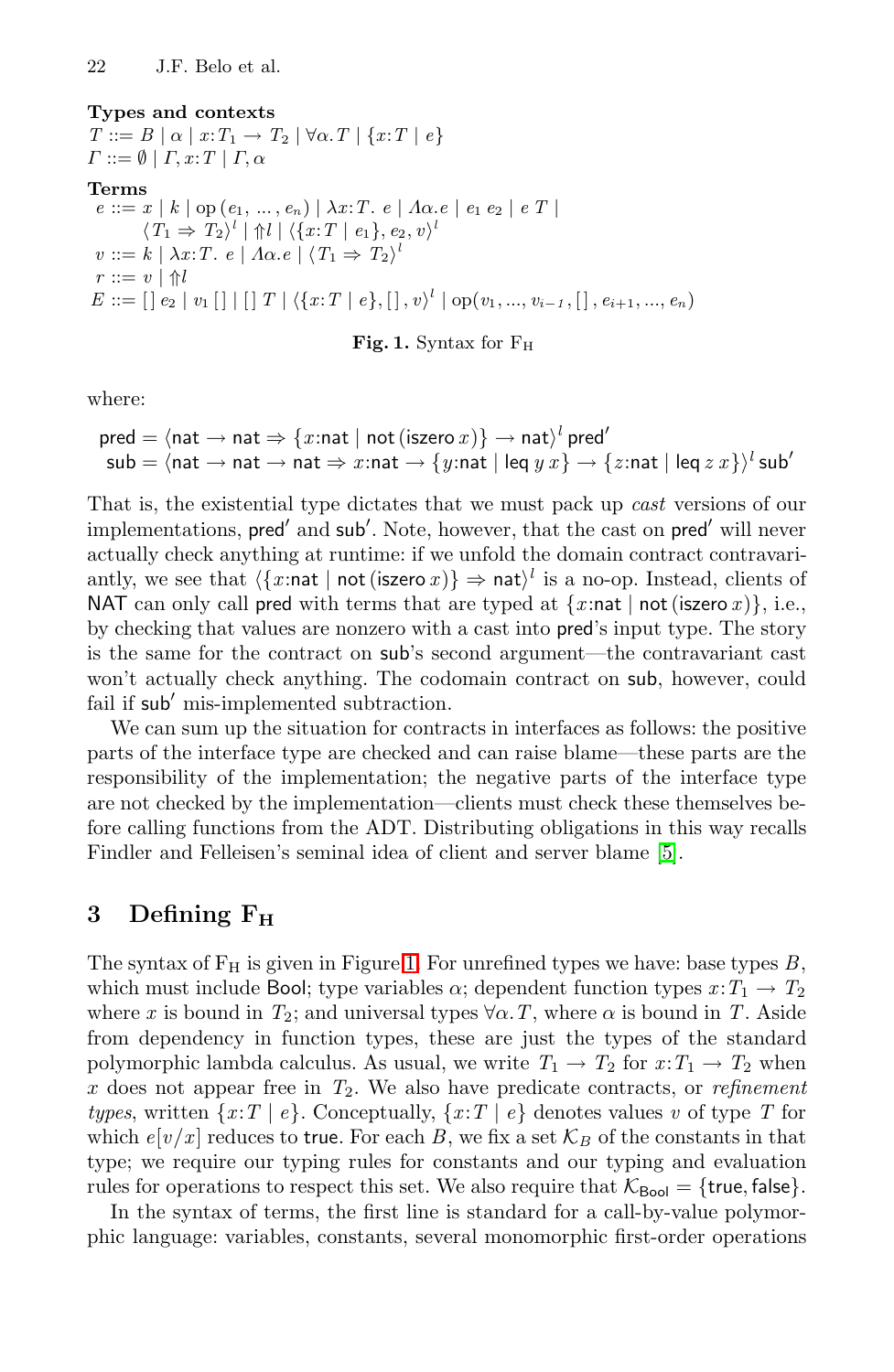**Types and contexts**

$T ::= B \mid \alpha \mid x{:}T_1 \to T_2 \mid \forall\alpha.T \mid \{x{:}T \mid e\}$

$\Gamma ::= \emptyset \mid \Gamma, x{:}T \mid \Gamma, \alpha$

**Terms**

$e ::= x \mid k \mid \mathrm{op}\,(e_1, \ldots, e_n) \mid \lambda x{:}T.\ e \mid \Lambda\alpha.e \mid e_1\ e_2 \mid e\ T \mid$
$\quad \langle T_1 \Rightarrow T_2\rangle^l \mid \Uparrow l \mid \langle\{x{:}T \mid e_1\}, e_2, v\rangle^l$

$v ::= k \mid \lambda x{:}T.\ e \mid \Lambda\alpha.e \mid \langle T_1 \Rightarrow T_2\rangle^l$

$r ::= v \mid \Uparrow l$

$E ::= [\,]\ e_2 \mid v_1\ [\,] \mid [\,]\ T \mid \langle\{x{:}T \mid e\}, [\,], v\rangle^l \mid \mathrm{op}(v_1, \ldots, v_{i-1}, [\,], e_{i+1}, \ldots, e_n)$

**Fig. 1.** Syntax for $\mathrm{F_H}$

where:

$$\mathsf{pred} = \langle \mathsf{nat} \to \mathsf{nat} \Rightarrow \{x{:}\mathsf{nat} \mid \mathsf{not}\,(\mathsf{iszero}\,x)\} \to \mathsf{nat}\rangle^l\ \mathsf{pred}'$$
$$\mathsf{sub} = \langle \mathsf{nat} \to \mathsf{nat} \to \mathsf{nat} \Rightarrow x{:}\mathsf{nat} \to \{y{:}\mathsf{nat} \mid \mathsf{leq}\ y\ x\} \to \{z{:}\mathsf{nat} \mid \mathsf{leq}\ z\ x\}\rangle^l\ \mathsf{sub}'$$

That is, the existential type dictates that we must pack up *cast* versions of our implementations, $\mathsf{pred}'$ and $\mathsf{sub}'$. Note, however, that the cast on $\mathsf{pred}'$ will never actually check anything at runtime: if we unfold the domain contract contravariantly, we see that $\langle\{x{:}\mathsf{nat} \mid \mathsf{not}\,(\mathsf{iszero}\,x)\} \Rightarrow \mathsf{nat}\rangle^l$ is a no-op. Instead, clients of $\mathsf{NAT}$ can only call $\mathsf{pred}$ with terms that are typed at $\{x{:}\mathsf{nat} \mid \mathsf{not}\,(\mathsf{iszero}\,x)\}$, i.e., by checking that values are nonzero with a cast into $\mathsf{pred}$'s input type. The story is the same for the contract on $\mathsf{sub}$'s second argument—the contravariant cast won't actually check anything. The codomain contract on $\mathsf{sub}$, however, could fail if $\mathsf{sub}'$ mis-implemented subtraction.

We can sum up the situation for contracts in interfaces as follows: the positive parts of the interface type are checked and can raise blame—these parts are the responsibility of the implementation; the negative parts of the interface type are not checked by the implementation—clients must check these themselves before calling functions from the ADT. Distributing obligations in this way recalls Findler and Felleisen's seminal idea of client and server blame [5].

## 3 Defining $\mathrm{F_H}$

The syntax of $\mathrm{F_H}$ is given in Figure 1. For unrefined types we have: base types $B$, which must include $\mathsf{Bool}$; type variables $\alpha$; dependent function types $x{:}T_1 \to T_2$ where $x$ is bound in $T_2$; and universal types $\forall\alpha.T$, where $\alpha$ is bound in $T$. Aside from dependency in function types, these are just the types of the standard polymorphic lambda calculus. As usual, we write $T_1 \to T_2$ for $x{:}T_1 \to T_2$ when $x$ does not appear free in $T_2$. We also have predicate contracts, or *refinement types*, written $\{x{:}T \mid e\}$. Conceptually, $\{x{:}T \mid e\}$ denotes values $v$ of type $T$ for which $e[v/x]$ reduces to $\mathsf{true}$. For each $B$, we fix a set $\mathcal{K}_B$ of the constants in that type; we require our typing rules for constants and our typing and evaluation rules for operations to respect this set. We also require that $\mathcal{K}_{\mathsf{Bool}} = \{\mathsf{true}, \mathsf{false}\}$.

In the syntax of terms, the first line is standard for a call-by-value polymorphic language: variables, constants, several monomorphic first-order operations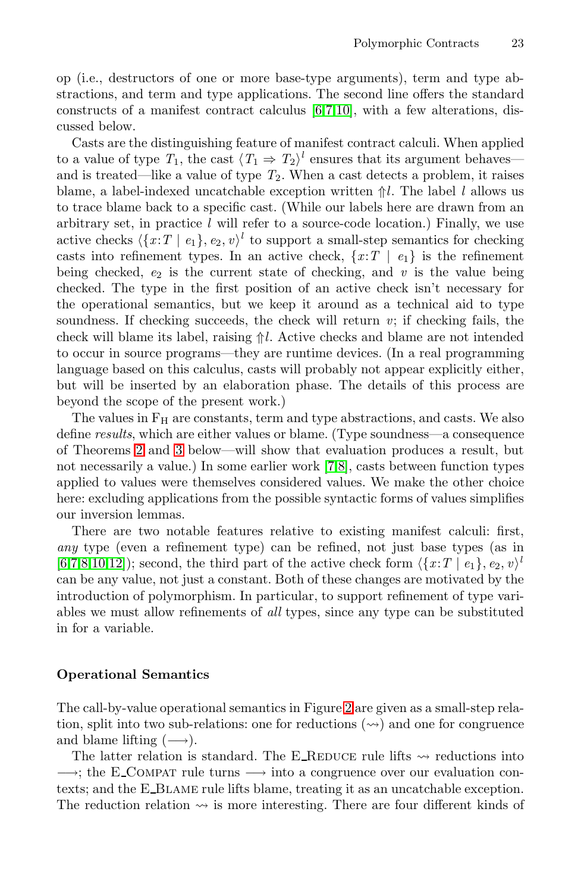op (i.e., destructors of one or more base-type arguments), term and type abstractions, and term and type applications. The second line offers the standard constructs of a manifest contract calculus [6,7,10], with a few alterations, discussed below.

Casts are the distinguishing feature of manifest contract calculi. When applied to a value of type $T_1$, the cast $\langle T_1 \Rightarrow T_2\rangle^l$ ensures that its argument behaves—and is treated—like a value of type $T_2$. When a cast detects a problem, it raises blame, a label-indexed uncatchable exception written $\Uparrow l$. The label $l$ allows us to trace blame back to a specific cast. (While our labels here are drawn from an arbitrary set, in practice $l$ will refer to a source-code location.) Finally, we use active checks $\langle\{x{:}T \mid e_1\}, e_2, v\rangle^l$ to support a small-step semantics for checking casts into refinement types. In an active check, $\{x{:}T \mid e_1\}$ is the refinement being checked, $e_2$ is the current state of checking, and $v$ is the value being checked. The type in the first position of an active check isn't necessary for the operational semantics, but we keep it around as a technical aid to type soundness. If checking succeeds, the check will return $v$; if checking fails, the check will blame its label, raising $\Uparrow l$. Active checks and blame are not intended to occur in source programs—they are runtime devices. (In a real programming language based on this calculus, casts will probably not appear explicitly either, but will be inserted by an elaboration phase. The details of this process are beyond the scope of the present work.)

The values in $\text{F}_\text{H}$ are constants, term and type abstractions, and casts. We also define *results*, which are either values or blame. (Type soundness—a consequence of Theorems 2 and 3 below—will show that evaluation produces a result, but not necessarily a value.) In some earlier work [7,8], casts between function types applied to values were themselves considered values. We make the other choice here: excluding applications from the possible syntactic forms of values simplifies our inversion lemmas.

There are two notable features relative to existing manifest calculi: first, *any* type (even a refinement type) can be refined, not just base types (as in [6,7,8,10,12]); second, the third part of the active check form $\langle\{x{:}T \mid e_1\}, e_2, v\rangle^l$ can be any value, not just a constant. Both of these changes are motivated by the introduction of polymorphism. In particular, to support refinement of type variables we must allow refinements of *all* types, since any type can be substituted in for a variable.

### Operational Semantics

The call-by-value operational semantics in Figure 2 are given as a small-step relation, split into two sub-relations: one for reductions ($\rightsquigarrow$) and one for congruence and blame lifting ($\longrightarrow$).

The latter relation is standard. The E_Reduce rule lifts $\rightsquigarrow$ reductions into $\longrightarrow$; the E_Compat rule turns $\longrightarrow$ into a congruence over our evaluation contexts; and the E_Blame rule lifts blame, treating it as an uncatchable exception. The reduction relation $\rightsquigarrow$ is more interesting. There are four different kinds of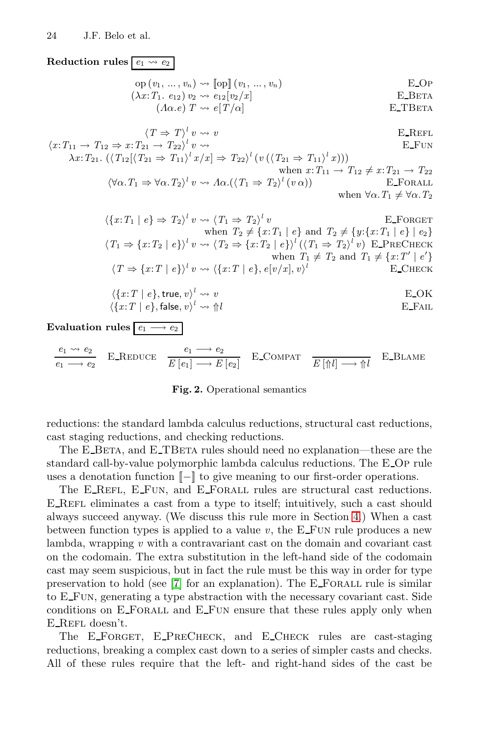**Reduction rules** $\boxed{e_1 \rightsquigarrow e_2}$

$$\mathsf{op}\,(v_1, \ldots, v_n) \rightsquigarrow [\![\mathsf{op}]\!]\,(v_1, \ldots, v_n) \qquad \text{E\_OP}$$

$$(\lambda x{:}T_1.\; e_{12})\; v_2 \rightsquigarrow e_{12}[v_2/x] \qquad \text{E\_BETA}$$

$$(\Lambda\alpha.e)\; T \rightsquigarrow e[T/\alpha] \qquad \text{E\_TBETA}$$

$$\langle T \Rightarrow T\rangle^l\; v \rightsquigarrow v \qquad \text{E\_REFL}$$

$$\langle x{:}T_{11} \to T_{12} \Rightarrow x{:}T_{21} \to T_{22}\rangle^l\; v \rightsquigarrow \qquad \text{E\_FUN}$$
$$\lambda x{:}T_{21}.\; (\langle T_{12}[\langle T_{21} \Rightarrow T_{11}\rangle^l\, x/x] \Rightarrow T_{22}\rangle^l\, (v\, (\langle T_{21} \Rightarrow T_{11}\rangle^l\, x)))$$
$$\text{when } x{:}T_{11} \to T_{12} \neq x{:}T_{21} \to T_{22}$$

$$\langle \forall\alpha.\, T_1 \Rightarrow \forall\alpha.\, T_2\rangle^l\; v \rightsquigarrow \Lambda\alpha.(\langle T_1 \Rightarrow T_2\rangle^l\, (v\;\alpha)) \qquad \text{E\_FORALL}$$
$$\text{when } \forall\alpha.\, T_1 \neq \forall\alpha.\, T_2$$

$$\langle \{x{:}T_1 \mid e\} \Rightarrow T_2\rangle^l\; v \rightsquigarrow \langle T_1 \Rightarrow T_2\rangle^l\; v \qquad \text{E\_FORGET}$$
$$\text{when } T_2 \neq \{x{:}T_1 \mid e\} \text{ and } T_2 \neq \{y{:}\{x{:}T_1 \mid e\} \mid e_2\}$$

$$\langle T_1 \Rightarrow \{x{:}T_2 \mid e\}\rangle^l\; v \rightsquigarrow \langle T_2 \Rightarrow \{x{:}T_2 \mid e\}\rangle^l\, (\langle T_1 \Rightarrow T_2\rangle^l\; v) \qquad \text{E\_PRECHECK}$$
$$\text{when } T_1 \neq T_2 \text{ and } T_1 \neq \{x{:}T' \mid e'\}$$

$$\langle T \Rightarrow \{x{:}T \mid e\}\rangle^l\; v \rightsquigarrow \langle \{x{:}T \mid e\}, e[v/x], v\rangle^l \qquad \text{E\_CHECK}$$

$$\langle \{x{:}T \mid e\}, \mathsf{true}, v\rangle^l \rightsquigarrow v \qquad \text{E\_OK}$$

$$\langle \{x{:}T \mid e\}, \mathsf{false}, v\rangle^l \rightsquigarrow \Uparrow l \qquad \text{E\_FAIL}$$

**Evaluation rules** $\boxed{e_1 \longrightarrow e_2}$

$$\frac{e_1 \rightsquigarrow e_2}{e_1 \longrightarrow e_2}\ \text{E\_REDUCE} \qquad \frac{e_1 \longrightarrow e_2}{E\,[e_1] \longrightarrow E\,[e_2]}\ \text{E\_COMPAT} \qquad \frac{}{E\,[\Uparrow l] \longrightarrow\ \Uparrow l}\ \text{E\_BLAME}$$

**Fig. 2.** Operational semantics

reductions: the standard lambda calculus reductions, structural cast reductions, cast staging reductions, and checking reductions.

The E_BETA, and E_TBETA rules should need no explanation—these are the standard call-by-value polymorphic lambda calculus reductions. The E_OP rule uses a denotation function $[\![-]\!]$ to give meaning to our first-order operations.

The E_REFL, E_FUN, and E_FORALL rules are structural cast reductions. E_REFL eliminates a cast from a type to itself; intuitively, such a cast should always succeed anyway. (We discuss this rule more in Section 4.) When a cast between function types is applied to a value $v$, the E_FUN rule produces a new lambda, wrapping $v$ with a contravariant cast on the domain and covariant cast on the codomain. The extra substitution in the left-hand side of the codomain cast may seem suspicious, but in fact the rule must be this way in order for type preservation to hold (see [7] for an explanation). The E_FORALL rule is similar to E_FUN, generating a type abstraction with the necessary covariant cast. Side conditions on E_FORALL and E_FUN ensure that these rules apply only when E_REFL doesn't.

The E_FORGET, E_PRECHECK, and E_CHECK rules are cast-staging reductions, breaking a complex cast down to a series of simpler casts and checks. All of these rules require that the left- and right-hand sides of the cast be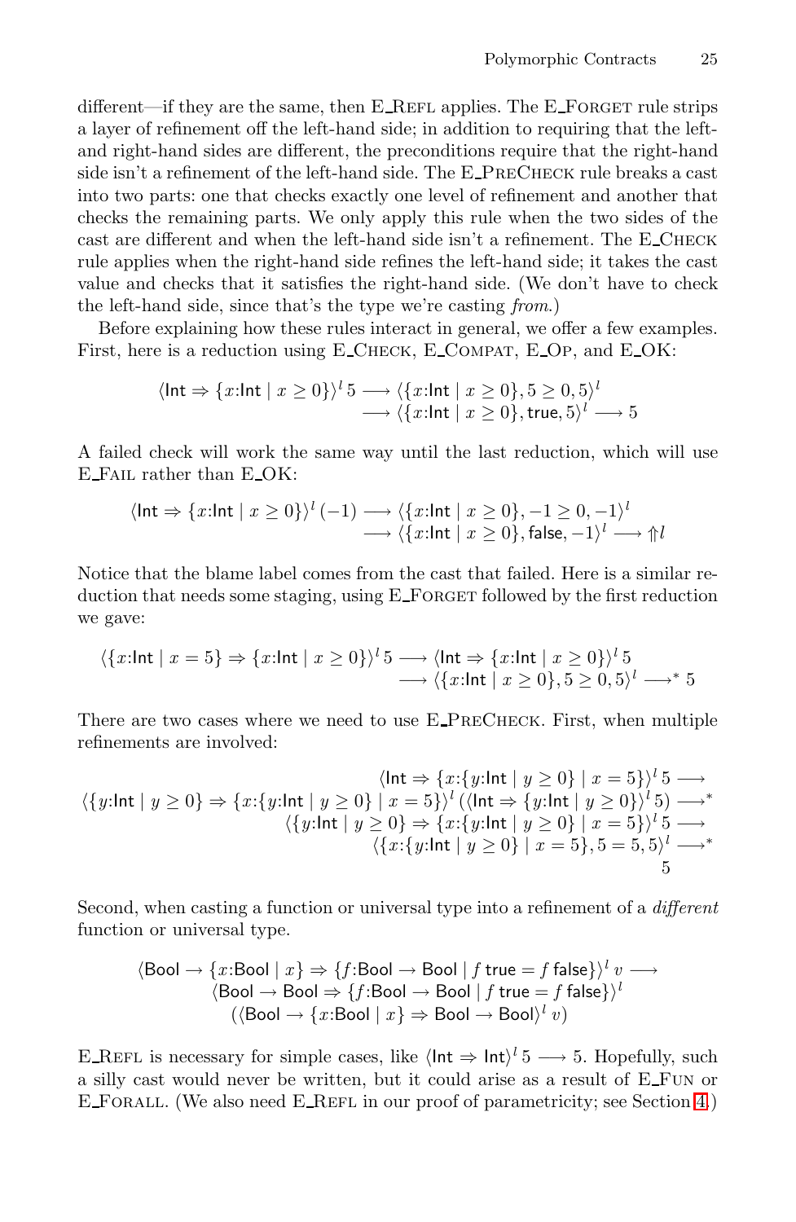different—if they are the same, then E_Refl applies. The E_Forget rule strips a layer of refinement off the left-hand side; in addition to requiring that the left- and right-hand sides are different, the preconditions require that the right-hand side isn't a refinement of the left-hand side. The E_PreCheck rule breaks a cast into two parts: one that checks exactly one level of refinement and another that checks the remaining parts. We only apply this rule when the two sides of the cast are different and when the left-hand side isn't a refinement. The E_Check rule applies when the right-hand side refines the left-hand side; it takes the cast value and checks that it satisfies the right-hand side. (We don't have to check the left-hand side, since that's the type we're casting *from*.)

Before explaining how these rules interact in general, we offer a few examples. First, here is a reduction using E_Check, E_Compat, E_Op, and E_OK:

$$\begin{aligned}\langle \mathsf{Int} \Rightarrow \{x{:}\mathsf{Int} \mid x \geq 0\}\rangle^l\, 5 &\longrightarrow \langle \{x{:}\mathsf{Int} \mid x \geq 0\}, 5 \geq 0, 5\rangle^l \\ &\longrightarrow \langle \{x{:}\mathsf{Int} \mid x \geq 0\}, \mathsf{true}, 5\rangle^l \longrightarrow 5\end{aligned}$$

A failed check will work the same way until the last reduction, which will use E_Fail rather than E_OK:

$$\begin{aligned}\langle \mathsf{Int} \Rightarrow \{x{:}\mathsf{Int} \mid x \geq 0\}\rangle^l\, (-1) &\longrightarrow \langle \{x{:}\mathsf{Int} \mid x \geq 0\}, -1 \geq 0, -1\rangle^l \\ &\longrightarrow \langle \{x{:}\mathsf{Int} \mid x \geq 0\}, \mathsf{false}, -1\rangle^l \longrightarrow \Uparrow l\end{aligned}$$

Notice that the blame label comes from the cast that failed. Here is a similar reduction that needs some staging, using E_Forget followed by the first reduction we gave:

$$\begin{aligned}\langle \{x{:}\mathsf{Int} \mid x = 5\} \Rightarrow \{x{:}\mathsf{Int} \mid x \geq 0\}\rangle^l\, 5 &\longrightarrow \langle \mathsf{Int} \Rightarrow \{x{:}\mathsf{Int} \mid x \geq 0\}\rangle^l\, 5 \\ &\longrightarrow \langle \{x{:}\mathsf{Int} \mid x \geq 0\}, 5 \geq 0, 5\rangle^l \longrightarrow^* 5\end{aligned}$$

There are two cases where we need to use E_PreCheck. First, when multiple refinements are involved:

$$\begin{aligned}\langle \mathsf{Int} \Rightarrow \{x{:}\{y{:}\mathsf{Int} \mid y \geq 0\} \mid x = 5\}\rangle^l\, 5 &\longrightarrow \\ \langle \{y{:}\mathsf{Int} \mid y \geq 0\} \Rightarrow \{x{:}\{y{:}\mathsf{Int} \mid y \geq 0\} \mid x = 5\}\rangle^l\, (\langle \mathsf{Int} \Rightarrow \{y{:}\mathsf{Int} \mid y \geq 0\}\rangle^l\, 5) &\longrightarrow^* \\ \langle \{y{:}\mathsf{Int} \mid y \geq 0\} \Rightarrow \{x{:}\{y{:}\mathsf{Int} \mid y \geq 0\} \mid x = 5\}\rangle^l\, 5 &\longrightarrow \\ \langle \{x{:}\{y{:}\mathsf{Int} \mid y \geq 0\} \mid x = 5\}, 5 = 5, 5\rangle^l &\longrightarrow^* \\ &5\end{aligned}$$

Second, when casting a function or universal type into a refinement of a *different* function or universal type.

$$\begin{aligned}&\langle \mathsf{Bool} \to \{x{:}\mathsf{Bool} \mid x\} \Rightarrow \{f{:}\mathsf{Bool} \to \mathsf{Bool} \mid f\ \mathsf{true} = f\ \mathsf{false}\}\rangle^l\, v \longrightarrow \\ &\quad \langle \mathsf{Bool} \to \mathsf{Bool} \Rightarrow \{f{:}\mathsf{Bool} \to \mathsf{Bool} \mid f\ \mathsf{true} = f\ \mathsf{false}\}\rangle^l \\ &\quad\quad (\langle \mathsf{Bool} \to \{x{:}\mathsf{Bool} \mid x\} \Rightarrow \mathsf{Bool} \to \mathsf{Bool}\rangle^l\, v)\end{aligned}$$

E_Refl is necessary for simple cases, like $\langle \mathsf{Int} \Rightarrow \mathsf{Int}\rangle^l\, 5 \longrightarrow 5$. Hopefully, such a silly cast would never be written, but it could arise as a result of E_Fun or E_Forall. (We also need E_Refl in our proof of parametricity; see Section 4.)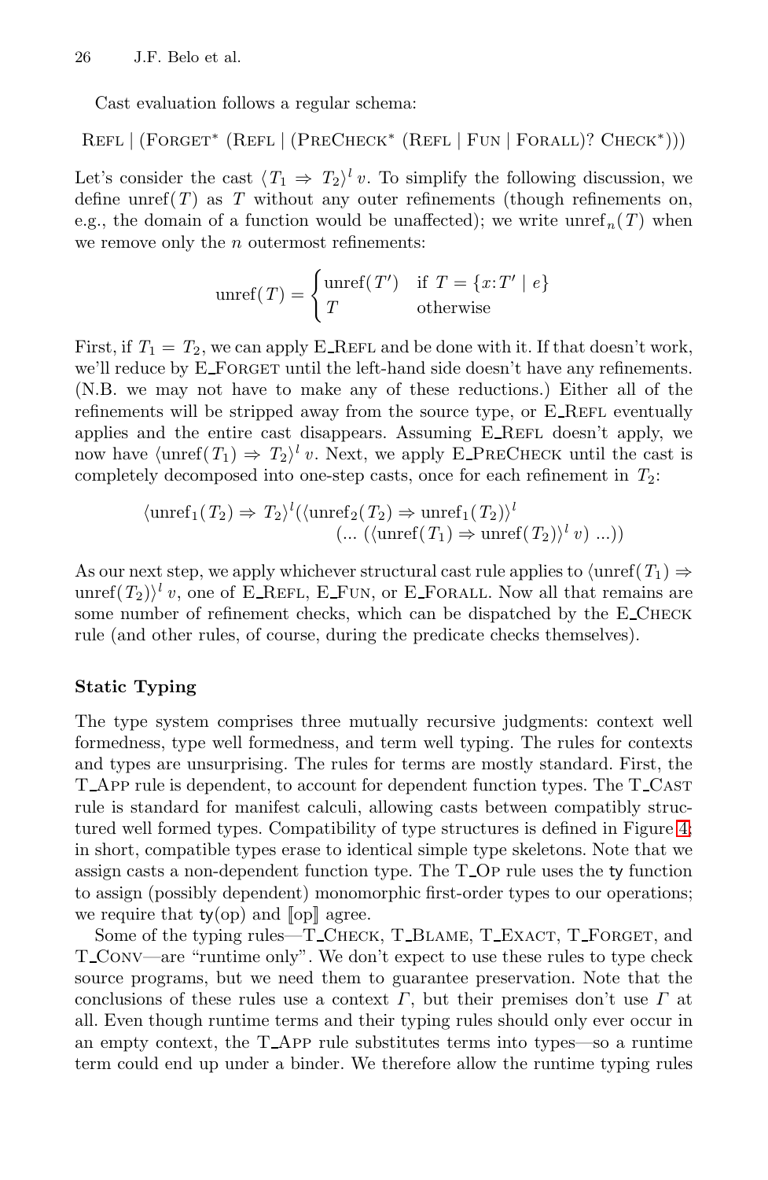Cast evaluation follows a regular schema:

$$\text{Refl} \mid (\text{Forget}^* \ (\text{Refl} \mid (\text{PreCheck}^* \ (\text{Refl} \mid \text{Fun} \mid \text{Forall})? \ \text{Check}^*)))$$

Let's consider the cast $\langle T_1 \Rightarrow T_2 \rangle^l \, v$. To simplify the following discussion, we define $\text{unref}(T)$ as $T$ without any outer refinements (though refinements on, e.g., the domain of a function would be unaffected); we write $\text{unref}_n(T)$ when we remove only the $n$ outermost refinements:

$$\text{unref}(T) = \begin{cases} \text{unref}(T') & \text{if } T = \{x{:}T' \mid e\} \\ T & \text{otherwise} \end{cases}$$

First, if $T_1 = T_2$, we can apply E_Refl and be done with it. If that doesn't work, we'll reduce by E_Forget until the left-hand side doesn't have any refinements. (N.B. we may not have to make any of these reductions.) Either all of the refinements will be stripped away from the source type, or E_Refl eventually applies and the entire cast disappears. Assuming E_Refl doesn't apply, we now have $\langle \text{unref}(T_1) \Rightarrow T_2 \rangle^l \, v$. Next, we apply E_PreCheck until the cast is completely decomposed into one-step casts, once for each refinement in $T_2$:

$$\langle \text{unref}_1(T_2) \Rightarrow T_2 \rangle^l (\langle \text{unref}_2(T_2) \Rightarrow \text{unref}_1(T_2) \rangle^l \\ (\ldots\ (\langle \text{unref}(T_1) \Rightarrow \text{unref}(T_2) \rangle^l \, v)\ \ldots))$$

As our next step, we apply whichever structural cast rule applies to $\langle \text{unref}(T_1) \Rightarrow \text{unref}(T_2) \rangle^l \, v$, one of E_Refl, E_Fun, or E_Forall. Now all that remains are some number of refinement checks, which can be dispatched by the E_Check rule (and other rules, of course, during the predicate checks themselves).

**Static Typing**

The type system comprises three mutually recursive judgments: context well formedness, type well formedness, and term well typing. The rules for contexts and types are unsurprising. The rules for terms are mostly standard. First, the T_App rule is dependent, to account for dependent function types. The T_Cast rule is standard for manifest calculi, allowing casts between compatibly structured well formed types. Compatibility of type structures is defined in Figure 4; in short, compatible types erase to identical simple type skeletons. Note that we assign casts a non-dependent function type. The T_Op rule uses the ty function to assign (possibly dependent) monomorphic first-order types to our operations; we require that $\mathsf{ty}(\text{op})$ and $[\![\text{op}]\!]$ agree.

Some of the typing rules—T_Check, T_Blame, T_Exact, T_Forget, and T_Conv—are "runtime only". We don't expect to use these rules to type check source programs, but we need them to guarantee preservation. Note that the conclusions of these rules use a context $\Gamma$, but their premises don't use $\Gamma$ at all. Even though runtime terms and their typing rules should only ever occur in an empty context, the T_App rule substitutes terms into types—so a runtime term could end up under a binder. We therefore allow the runtime typing rules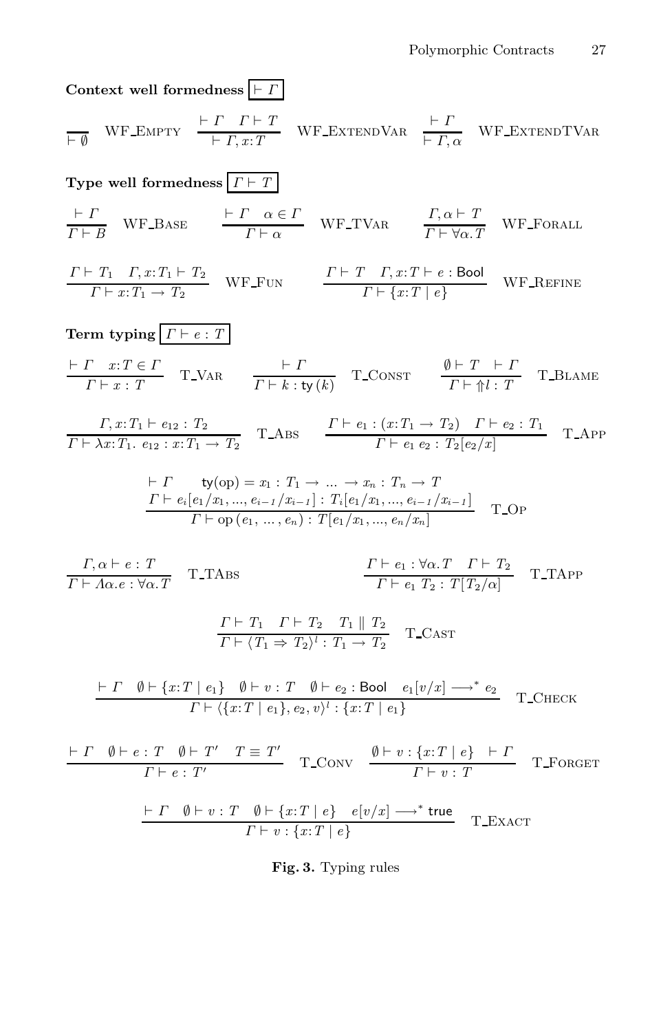**Context well formedness** $\boxed{\vdash \Gamma}$

$$\frac{}{\vdash \emptyset}\ \text{WF\_Empty} \qquad \frac{\vdash \Gamma \quad \Gamma \vdash T}{\vdash \Gamma, x{:}T}\ \text{WF\_ExtendVar} \qquad \frac{\vdash \Gamma}{\vdash \Gamma, \alpha}\ \text{WF\_ExtendTVar}$$

**Type well formedness** $\boxed{\Gamma \vdash T}$

$$\frac{\vdash \Gamma}{\Gamma \vdash B}\ \text{WF\_Base} \qquad \frac{\vdash \Gamma \quad \alpha \in \Gamma}{\Gamma \vdash \alpha}\ \text{WF\_TVar} \qquad \frac{\Gamma, \alpha \vdash T}{\Gamma \vdash \forall \alpha. T}\ \text{WF\_Forall}$$

$$\frac{\Gamma \vdash T_1 \quad \Gamma, x{:}T_1 \vdash T_2}{\Gamma \vdash x{:}T_1 \rightarrow T_2}\ \text{WF\_Fun} \qquad \frac{\Gamma \vdash T \quad \Gamma, x{:}T \vdash e : \mathsf{Bool}}{\Gamma \vdash \{x{:}T \mid e\}}\ \text{WF\_Refine}$$

**Term typing** $\boxed{\Gamma \vdash e : T}$

$$\frac{\vdash \Gamma \quad x{:}T \in \Gamma}{\Gamma \vdash x : T}\ \text{T\_Var} \qquad \frac{\vdash \Gamma}{\Gamma \vdash k : \mathsf{ty}(k)}\ \text{T\_Const} \qquad \frac{\emptyset \vdash T \quad \vdash \Gamma}{\Gamma \vdash \Uparrow l : T}\ \text{T\_Blame}$$

$$\frac{\Gamma, x{:}T_1 \vdash e_{12} : T_2}{\Gamma \vdash \lambda x{:}T_1.\ e_{12} : x{:}T_1 \rightarrow T_2}\ \text{T\_Abs} \qquad \frac{\Gamma \vdash e_1 : (x{:}T_1 \rightarrow T_2) \quad \Gamma \vdash e_2 : T_1}{\Gamma \vdash e_1\ e_2 : T_2[e_2/x]}\ \text{T\_App}$$

$$\frac{\begin{array}{c}\vdash \Gamma \qquad \mathsf{ty}(\mathrm{op}) = x_1 : T_1 \rightarrow \ldots \rightarrow x_n : T_n \rightarrow T \\ \Gamma \vdash e_i[e_1/x_1, ..., e_{i-1}/x_{i-1}] : T_i[e_1/x_1, ..., e_{i-1}/x_{i-1}]\end{array}}{\Gamma \vdash \mathrm{op}\,(e_1, \ldots, e_n) : T[e_1/x_1, ..., e_n/x_n]}\ \text{T\_Op}$$

$$\frac{\Gamma, \alpha \vdash e : T}{\Gamma \vdash \Lambda\alpha. e : \forall \alpha. T}\ \text{T\_TAbs} \qquad \frac{\Gamma \vdash e_1 : \forall \alpha. T \quad \Gamma \vdash T_2}{\Gamma \vdash e_1\ T_2 : T[T_2/\alpha]}\ \text{T\_TApp}$$

$$\frac{\Gamma \vdash T_1 \quad \Gamma \vdash T_2 \quad T_1 \parallel T_2}{\Gamma \vdash \langle T_1 \Rightarrow T_2 \rangle^l : T_1 \rightarrow T_2}\ \text{T\_Cast}$$

$$\frac{\vdash \Gamma \quad \emptyset \vdash \{x{:}T \mid e_1\} \quad \emptyset \vdash v : T \quad \emptyset \vdash e_2 : \mathsf{Bool} \quad e_1[v/x] \longrightarrow^* e_2}{\Gamma \vdash \langle \{x{:}T \mid e_1\}, e_2, v \rangle^l : \{x{:}T \mid e_1\}}\ \text{T\_Check}$$

$$\frac{\vdash \Gamma \quad \emptyset \vdash e : T \quad \emptyset \vdash T' \quad T \equiv T'}{\Gamma \vdash e : T'}\ \text{T\_Conv} \qquad \frac{\emptyset \vdash v : \{x{:}T \mid e\} \quad \vdash \Gamma}{\Gamma \vdash v : T}\ \text{T\_Forget}$$

$$\frac{\vdash \Gamma \quad \emptyset \vdash v : T \quad \emptyset \vdash \{x{:}T \mid e\} \quad e[v/x] \longrightarrow^* \mathsf{true}}{\Gamma \vdash v : \{x{:}T \mid e\}}\ \text{T\_Exact}$$

**Fig. 3.** Typing rules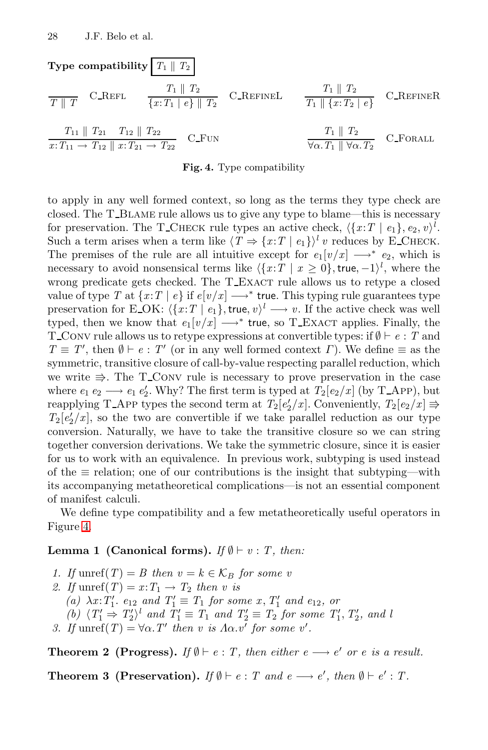**Type compatibility** $\boxed{T_1 \parallel T_2}$

$$\frac{}{T \parallel T}\ \text{C\_Refl} \qquad \frac{T_1 \parallel T_2}{\{x{:}T_1 \mid e\} \parallel T_2}\ \text{C\_RefineL} \qquad \frac{T_1 \parallel T_2}{T_1 \parallel \{x{:}T_2 \mid e\}}\ \text{C\_RefineR}$$

$$\frac{T_{11} \parallel T_{21} \quad T_{12} \parallel T_{22}}{x{:}T_{11} \to T_{12} \parallel x{:}T_{21} \to T_{22}}\ \text{C\_Fun} \qquad \frac{T_1 \parallel T_2}{\forall\alpha.T_1 \parallel \forall\alpha.T_2}\ \text{C\_Forall}$$

**Fig. 4.** Type compatibility

to apply in any well formed context, so long as the terms they type check are closed. The T_Blame rule allows us to give any type to blame—this is necessary for preservation. The T_Check rule types an active check, $\langle\{x{:}T \mid e_1\}, e_2, v\rangle^l$. Such a term arises when a term like $\langle T \Rightarrow \{x{:}T \mid e_1\}\rangle^l\, v$ reduces by E_Check. The premises of the rule are all intuitive except for $e_1[v/x] \longrightarrow^* e_2$, which is necessary to avoid nonsensical terms like $\langle\{x{:}T \mid x \geq 0\}, \mathsf{true}, -1\rangle^l$, where the wrong predicate gets checked. The T_Exact rule allows us to retype a closed value of type $T$ at $\{x{:}T \mid e\}$ if $e[v/x] \longrightarrow^* \mathsf{true}$. This typing rule guarantees type preservation for E_OK: $\langle\{x{:}T \mid e_1\}, \mathsf{true}, v\rangle^l \longrightarrow v$. If the active check was well typed, then we know that $e_1[v/x] \longrightarrow^* \mathsf{true}$, so T_Exact applies. Finally, the T_Conv rule allows us to retype expressions at convertible types: if $\emptyset \vdash e : T$ and $T \equiv T'$, then $\emptyset \vdash e : T'$ (or in any well formed context $\Gamma$). We define $\equiv$ as the symmetric, transitive closure of call-by-value respecting parallel reduction, which we write $\Rrightarrow$. The T_Conv rule is necessary to prove preservation in the case where $e_1\, e_2 \longrightarrow e_1\, e_2'$. Why? The first term is typed at $T_2[e_2/x]$ (by T_App), but reapplying T_App types the second term at $T_2[e_2'/x]$. Conveniently, $T_2[e_2/x] \Rrightarrow T_2[e_2'/x]$, so the two are convertible if we take parallel reduction as our type conversion. Naturally, we have to take the transitive closure so we can string together conversion derivations. We take the symmetric closure, since it is easier for us to work with an equivalence. In previous work, subtyping is used instead of the $\equiv$ relation; one of our contributions is the insight that subtyping—with its accompanying metatheoretical complications—is not an essential component of manifest calculi.

We define type compatibility and a few metatheoretically useful operators in Figure 4.

**Lemma 1 (Canonical forms).** *If $\emptyset \vdash v : T$, then:*

1. *If $\mathrm{unref}(T) = B$ then $v = k \in \mathcal{K}_B$ for some $v$*
2. *If $\mathrm{unref}(T) = x{:}T_1 \to T_2$ then $v$ is*
   (a) *$\lambda x{:}T_1'.\ e_{12}$ and $T_1' \equiv T_1$ for some $x$, $T_1'$ and $e_{12}$, or*
   (b) *$\langle T_1' \Rightarrow T_2'\rangle^l$ and $T_1' \equiv T_1$ and $T_2' \equiv T_2$ for some $T_1'$, $T_2'$, and $l$*
3. *If $\mathrm{unref}(T) = \forall\alpha.T'$ then $v$ is $\Lambda\alpha.v'$ for some $v'$.*

**Theorem 2 (Progress).** *If $\emptyset \vdash e : T$, then either $e \longrightarrow e'$ or $e$ is a result.*

**Theorem 3 (Preservation).** *If $\emptyset \vdash e : T$ and $e \longrightarrow e'$, then $\emptyset \vdash e' : T$.*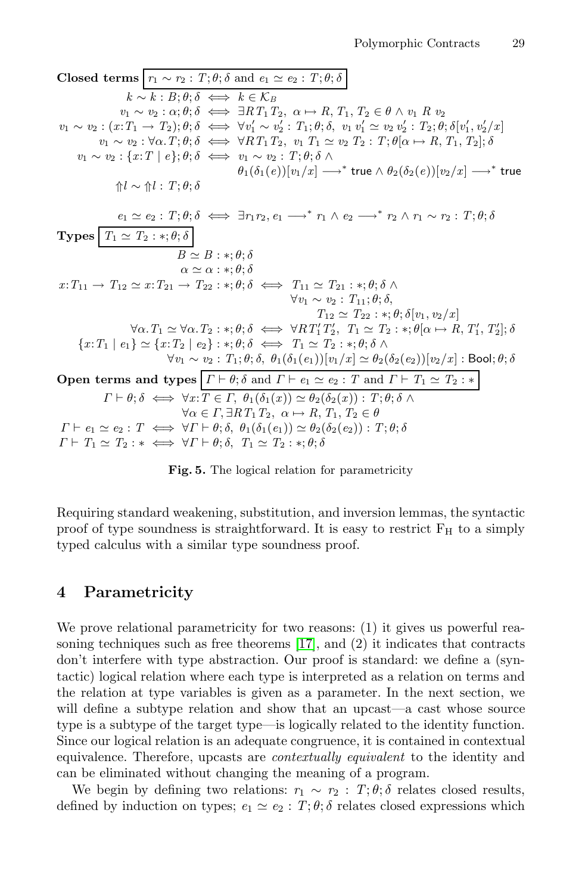**Closed terms** $\boxed{r_1 \sim r_2 : T; \theta; \delta \text{ and } e_1 \simeq e_2 : T; \theta; \delta}$

$$
\begin{array}{rcl}
k \sim k : B; \theta; \delta & \iff & k \in \mathcal{K}_B \\
v_1 \sim v_2 : \alpha; \theta; \delta & \iff & \exists R\, T_1\, T_2,\ \alpha \mapsto R, T_1, T_2 \in \theta \wedge v_1\ R\ v_2 \\
v_1 \sim v_2 : (x{:}T_1 \to T_2); \theta; \delta & \iff & \forall v_1' \sim v_2' : T_1; \theta; \delta,\ v_1\ v_1' \simeq v_2\ v_2' : T_2; \theta; \delta[v_1', v_2'/x] \\
v_1 \sim v_2 : \forall \alpha . T; \theta; \delta & \iff & \forall R\, T_1\, T_2,\ v_1\ T_1 \simeq v_2\ T_2 : T; \theta[\alpha \mapsto R, T_1, T_2]; \delta \\
v_1 \sim v_2 : \{x{:}T \mid e\}; \theta; \delta & \iff & v_1 \sim v_2 : T; \theta; \delta \wedge \\
& & \theta_1(\delta_1(e))[v_1/x] \longrightarrow^* \mathsf{true} \wedge \theta_2(\delta_2(e))[v_2/x] \longrightarrow^* \mathsf{true} \\
\Uparrow l \sim \Uparrow l : T; \theta; \delta & & \\
 & & \\
e_1 \simeq e_2 : T; \theta; \delta & \iff & \exists r_1 r_2,\ e_1 \longrightarrow^* r_1 \wedge e_2 \longrightarrow^* r_2 \wedge r_1 \sim r_2 : T; \theta; \delta
\end{array}
$$

**Types** $\boxed{T_1 \simeq T_2 : *; \theta; \delta}$

$$
\begin{array}{rcl}
B \simeq B : *; \theta; \delta & & \\
\alpha \simeq \alpha : *; \theta; \delta & & \\
x{:}T_{11} \to T_{12} \simeq x{:}T_{21} \to T_{22} : *; \theta; \delta & \iff & T_{11} \simeq T_{21} : *; \theta; \delta \wedge \\
& & \forall v_1 \sim v_2 : T_{11}; \theta; \delta, \\
& & \quad T_{12} \simeq T_{22} : *; \theta; \delta[v_1, v_2/x] \\
\forall \alpha . T_1 \simeq \forall \alpha . T_2 : *; \theta; \delta & \iff & \forall R\, T_1'\, T_2',\ T_1 \simeq T_2 : *; \theta[\alpha \mapsto R, T_1', T_2']; \delta \\
\{x{:}T_1 \mid e_1\} \simeq \{x{:}T_2 \mid e_2\} : *; \theta; \delta & \iff & T_1 \simeq T_2 : *; \theta; \delta \wedge \\
& & \forall v_1 \sim v_2 : T_1; \theta; \delta,\ \theta_1(\delta_1(e_1))[v_1/x] \simeq \theta_2(\delta_2(e_2))[v_2/x] : \mathsf{Bool}; \theta; \delta
\end{array}
$$

**Open terms and types** $\boxed{\Gamma \vdash \theta; \delta \text{ and } \Gamma \vdash e_1 \simeq e_2 : T \text{ and } \Gamma \vdash T_1 \simeq T_2 : *}$

$$
\begin{array}{rcl}
\Gamma \vdash \theta; \delta & \iff & \forall x{:}T \in \Gamma,\ \theta_1(\delta_1(x)) \simeq \theta_2(\delta_2(x)) : T; \theta; \delta \wedge \\
& & \forall \alpha \in \Gamma, \exists R\, T_1\, T_2,\ \alpha \mapsto R, T_1, T_2 \in \theta \\
\Gamma \vdash e_1 \simeq e_2 : T & \iff & \forall \Gamma \vdash \theta; \delta,\ \theta_1(\delta_1(e_1)) \simeq \theta_2(\delta_2(e_2)) : T; \theta; \delta \\
\Gamma \vdash T_1 \simeq T_2 : * & \iff & \forall \Gamma \vdash \theta; \delta,\ T_1 \simeq T_2 : *; \theta; \delta
\end{array}
$$

**Fig. 5.** The logical relation for parametricity

Requiring standard weakening, substitution, and inversion lemmas, the syntactic proof of type soundness is straightforward. It is easy to restrict $F_H$ to a simply typed calculus with a similar type soundness proof.

## 4 Parametricity

We prove relational parametricity for two reasons: (1) it gives us powerful reasoning techniques such as free theorems [17], and (2) it indicates that contracts don't interfere with type abstraction. Our proof is standard: we define a (syntactic) logical relation where each type is interpreted as a relation on terms and the relation at type variables is given as a parameter. In the next section, we will define a subtype relation and show that an upcast—a cast whose source type is a subtype of the target type—is logically related to the identity function. Since our logical relation is an adequate congruence, it is contained in contextual equivalence. Therefore, upcasts are *contextually equivalent* to the identity and can be eliminated without changing the meaning of a program.

We begin by defining two relations: $r_1 \sim r_2 : T; \theta; \delta$ relates closed results, defined by induction on types; $e_1 \simeq e_2 : T; \theta; \delta$ relates closed expressions which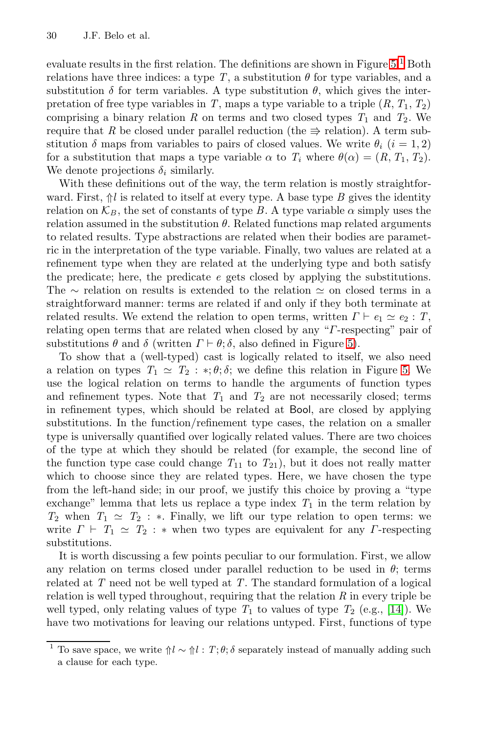evaluate results in the first relation. The definitions are shown in Figure 5.[1] Both relations have three indices: a type $T$, a substitution $\theta$ for type variables, and a substitution $\delta$ for term variables. A type substitution $\theta$, which gives the interpretation of free type variables in $T$, maps a type variable to a triple $(R, T_1, T_2)$ comprising a binary relation $R$ on terms and two closed types $T_1$ and $T_2$. We require that $R$ be closed under parallel reduction (the $\Rrightarrow$ relation). A term substitution $\delta$ maps from variables to pairs of closed values. We write $\theta_i$ $(i = 1, 2)$ for a substitution that maps a type variable $\alpha$ to $T_i$ where $\theta(\alpha) = (R, T_1, T_2)$. We denote projections $\delta_i$ similarly.

With these definitions out of the way, the term relation is mostly straightforward. First, $\Uparrow l$ is related to itself at every type. A base type $B$ gives the identity relation on $\mathcal{K}_B$, the set of constants of type $B$. A type variable $\alpha$ simply uses the relation assumed in the substitution $\theta$. Related functions map related arguments to related results. Type abstractions are related when their bodies are parametric in the interpretation of the type variable. Finally, two values are related at a refinement type when they are related at the underlying type and both satisfy the predicate; here, the predicate $e$ gets closed by applying the substitutions. The $\sim$ relation on results is extended to the relation $\simeq$ on closed terms in a straightforward manner: terms are related if and only if they both terminate at related results. We extend the relation to open terms, written $\Gamma \vdash e_1 \simeq e_2 : T$, relating open terms that are related when closed by any "$\Gamma$-respecting" pair of substitutions $\theta$ and $\delta$ (written $\Gamma \vdash \theta; \delta$, also defined in Figure 5).

To show that a (well-typed) cast is logically related to itself, we also need a relation on types $T_1 \simeq T_2 : *; \theta; \delta$; we define this relation in Figure 5. We use the logical relation on terms to handle the arguments of function types and refinement types. Note that $T_1$ and $T_2$ are not necessarily closed; terms in refinement types, which should be related at Bool, are closed by applying substitutions. In the function/refinement type cases, the relation on a smaller type is universally quantified over logically related values. There are two choices of the type at which they should be related (for example, the second line of the function type case could change $T_{11}$ to $T_{21}$), but it does not really matter which to choose since they are related types. Here, we have chosen the type from the left-hand side; in our proof, we justify this choice by proving a "type exchange" lemma that lets us replace a type index $T_1$ in the term relation by $T_2$ when $T_1 \simeq T_2 : *$. Finally, we lift our type relation to open terms: we write $\Gamma \vdash T_1 \simeq T_2 : *$ when two types are equivalent for any $\Gamma$-respecting substitutions.

It is worth discussing a few points peculiar to our formulation. First, we allow any relation on terms closed under parallel reduction to be used in $\theta$; terms related at $T$ need not be well typed at $T$. The standard formulation of a logical relation is well typed throughout, requiring that the relation $R$ in every triple be well typed, only relating values of type $T_1$ to values of type $T_2$ (e.g., [14]). We have two motivations for leaving our relations untyped. First, functions of type

[1] To save space, we write $\Uparrow l \sim \Uparrow l : T; \theta; \delta$ separately instead of manually adding such a clause for each type.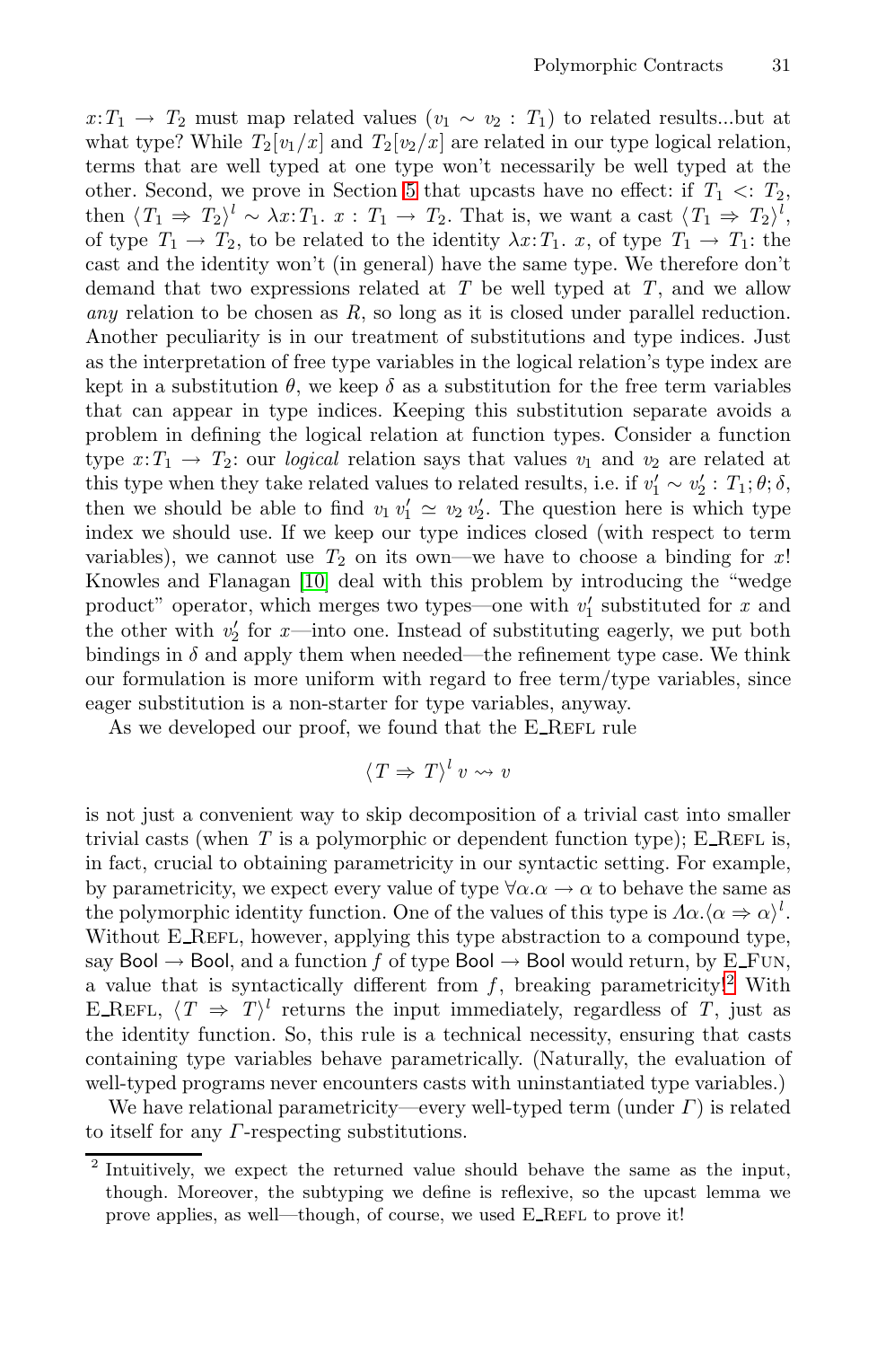$x{:}T_1 \rightarrow T_2$ must map related values ($v_1 \sim v_2 : T_1$) to related results...but at what type? While $T_2[v_1/x]$ and $T_2[v_2/x]$ are related in our type logical relation, terms that are well typed at one type won't necessarily be well typed at the other. Second, we prove in Section 5 that upcasts have no effect: if $T_1 <: T_2$, then $\langle T_1 \Rightarrow T_2 \rangle^l \sim \lambda x{:}T_1.\ x : T_1 \rightarrow T_2$. That is, we want a cast $\langle T_1 \Rightarrow T_2 \rangle^l$, of type $T_1 \rightarrow T_2$, to be related to the identity $\lambda x{:}T_1.\ x$, of type $T_1 \rightarrow T_1$: the cast and the identity won't (in general) have the same type. We therefore don't demand that two expressions related at $T$ be well typed at $T$, and we allow *any* relation to be chosen as $R$, so long as it is closed under parallel reduction. Another peculiarity is in our treatment of substitutions and type indices. Just as the interpretation of free type variables in the logical relation's type index are kept in a substitution $\theta$, we keep $\delta$ as a substitution for the free term variables that can appear in type indices. Keeping this substitution separate avoids a problem in defining the logical relation at function types. Consider a function type $x{:}T_1 \rightarrow T_2$: our *logical* relation says that values $v_1$ and $v_2$ are related at this type when they take related values to related results, i.e. if $v_1' \sim v_2' : T_1; \theta; \delta$, then we should be able to find $v_1\, v_1' \simeq v_2\, v_2'$. The question here is which type index we should use. If we keep our type indices closed (with respect to term variables), we cannot use $T_2$ on its own—we have to choose a binding for $x$! Knowles and Flanagan [10] deal with this problem by introducing the "wedge product" operator, which merges two types—one with $v_1'$ substituted for $x$ and the other with $v_2'$ for $x$—into one. Instead of substituting eagerly, we put both bindings in $\delta$ and apply them when needed—the refinement type case. We think our formulation is more uniform with regard to free term/type variables, since eager substitution is a non-starter for type variables, anyway.

As we developed our proof, we found that the E_REFL rule

$$\langle T \Rightarrow T \rangle^l\, v \rightsquigarrow v$$

is not just a convenient way to skip decomposition of a trivial cast into smaller trivial casts (when $T$ is a polymorphic or dependent function type); E_REFL is, in fact, crucial to obtaining parametricity in our syntactic setting. For example, by parametricity, we expect every value of type $\forall \alpha. \alpha \rightarrow \alpha$ to behave the same as the polymorphic identity function. One of the values of this type is $\Lambda \alpha. \langle \alpha \Rightarrow \alpha \rangle^l$. Without E_REFL, however, applying this type abstraction to a compound type, say $\mathsf{Bool} \rightarrow \mathsf{Bool}$, and a function $f$ of type $\mathsf{Bool} \rightarrow \mathsf{Bool}$ would return, by E_FUN, a value that is syntactically different from $f$, breaking parametricity![2] With E_REFL, $\langle T \Rightarrow T \rangle^l$ returns the input immediately, regardless of $T$, just as the identity function. So, this rule is a technical necessity, ensuring that casts containing type variables behave parametrically. (Naturally, the evaluation of well-typed programs never encounters casts with uninstantiated type variables.)

We have relational parametricity—every well-typed term (under $\Gamma$) is related to itself for any $\Gamma$-respecting substitutions.

---

[2] Intuitively, we expect the returned value should behave the same as the input, though. Moreover, the subtyping we define is reflexive, so the upcast lemma we prove applies, as well—though, of course, we used E_REFL to prove it!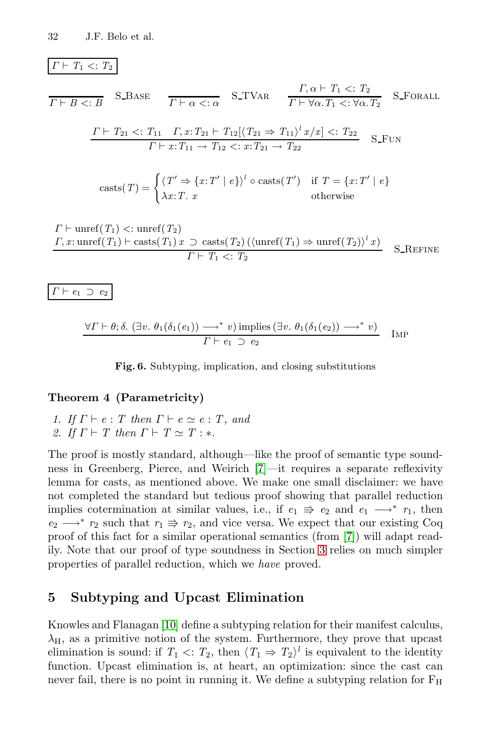$\boxed{\Gamma \vdash T_1 <: T_2}$

$$\frac{}{\Gamma \vdash B <: B}\ \text{S\_Base} \qquad \frac{}{\Gamma \vdash \alpha <: \alpha}\ \text{S\_TVar} \qquad \frac{\Gamma, \alpha \vdash T_1 <: T_2}{\Gamma \vdash \forall \alpha. T_1 <: \forall \alpha. T_2}\ \text{S\_Forall}$$

$$\frac{\Gamma \vdash T_{21} <: T_{11} \quad \Gamma, x{:}T_{21} \vdash T_{12}[\langle T_{21} \Rightarrow T_{11} \rangle^l\, x/x] <: T_{22}}{\Gamma \vdash x{:}T_{11} \rightarrow T_{12} <: x{:}T_{21} \rightarrow T_{22}}\ \text{S\_Fun}$$

$$\text{casts}(T) = \begin{cases} \langle T' \Rightarrow \{x{:}T' \mid e\} \rangle^l \circ \text{casts}(T') & \text{if } T = \{x{:}T' \mid e\} \\ \lambda x{:}T.\ x & \text{otherwise} \end{cases}$$

$$\frac{\begin{array}{l}\Gamma \vdash \text{unref}(T_1) <: \text{unref}(T_2) \\ \Gamma, x{:}\text{unref}(T_1) \vdash \text{casts}(T_1)\, x \ \supset\ \text{casts}(T_2)\, (\langle \text{unref}(T_1) \Rightarrow \text{unref}(T_2) \rangle^l\, x)\end{array}}{\Gamma \vdash T_1 <: T_2}\ \text{S\_Refine}$$

$\boxed{\Gamma \vdash e_1 \ \supset\ e_2}$

$$\frac{\forall \Gamma \vdash \theta; \delta.\ (\exists v.\ \theta_1(\delta_1(e_1)) \longrightarrow^* v) \text{ implies } (\exists v.\ \theta_1(\delta_1(e_2)) \longrightarrow^* v)}{\Gamma \vdash e_1 \ \supset\ e_2}\ \text{Imp}$$

**Fig. 6.** Subtyping, implication, and closing substitutions

**Theorem 4 (Parametricity)**

1. *If* $\Gamma \vdash e : T$ *then* $\Gamma \vdash e \simeq e : T$*, and*
2. *If* $\Gamma \vdash T$ *then* $\Gamma \vdash T \simeq T : *$.

The proof is mostly standard, although—like the proof of semantic type soundness in Greenberg, Pierce, and Weirich [7]—it requires a separate reflexivity lemma for casts, as mentioned above. We make one small disclaimer: we have not completed the standard but tedious proof showing that parallel reduction implies cotermination at similar values, i.e., if $e_1 \Rrightarrow e_2$ and $e_1 \longrightarrow^* r_1$, then $e_2 \longrightarrow^* r_2$ such that $r_1 \Rrightarrow r_2$, and vice versa. We expect that our existing Coq proof of this fact for a similar operational semantics (from [7]) will adapt readily. Note that our proof of type soundness in Section 3 relies on much simpler properties of parallel reduction, which we *have* proved.

## 5 Subtyping and Upcast Elimination

Knowles and Flanagan [10] define a subtyping relation for their manifest calculus, $\lambda_H$, as a primitive notion of the system. Furthermore, they prove that upcast elimination is sound: if $T_1 <: T_2$, then $\langle T_1 \Rightarrow T_2 \rangle^l$ is equivalent to the identity function. Upcast elimination is, at heart, an optimization: since the cast can never fail, there is no point in running it. We define a subtyping relation for $F_H$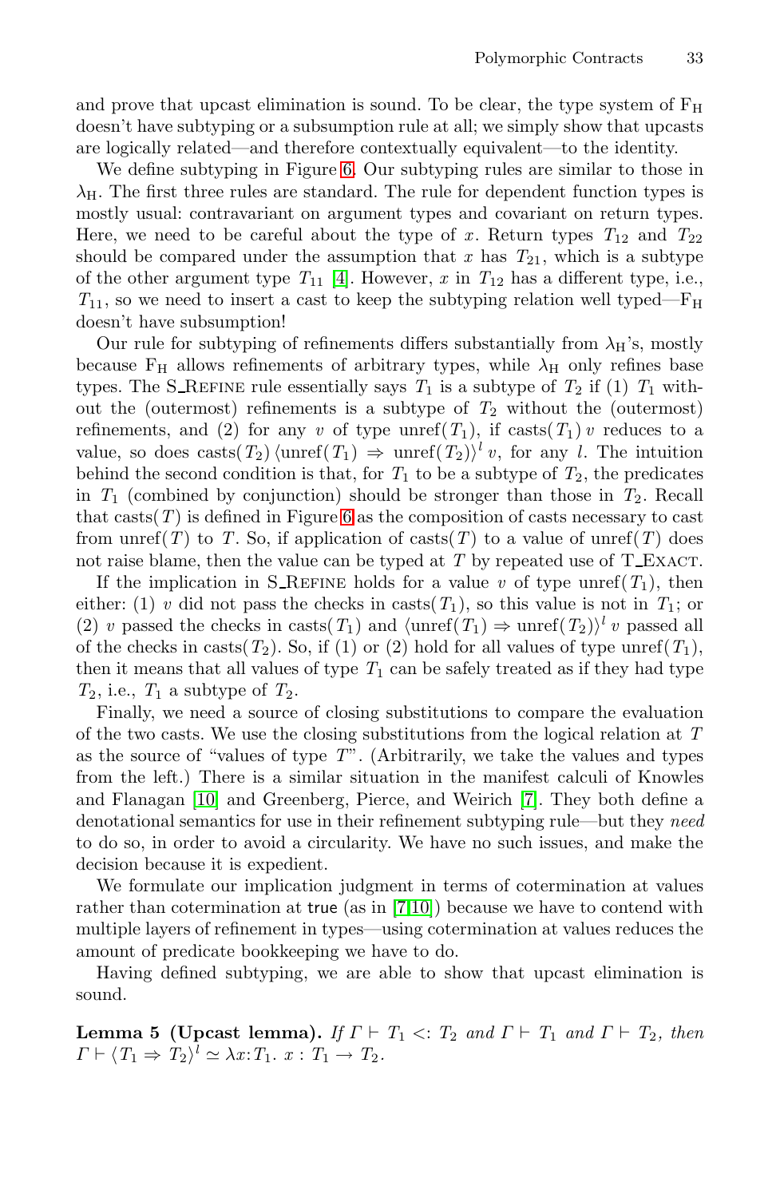and prove that upcast elimination is sound. To be clear, the type system of $F_H$ doesn't have subtyping or a subsumption rule at all; we simply show that upcasts are logically related—and therefore contextually equivalent—to the identity.

We define subtyping in Figure 6. Our subtyping rules are similar to those in $\lambda_H$. The first three rules are standard. The rule for dependent function types is mostly usual: contravariant on argument types and covariant on return types. Here, we need to be careful about the type of $x$. Return types $T_{12}$ and $T_{22}$ should be compared under the assumption that $x$ has $T_{21}$, which is a subtype of the other argument type $T_{11}$ [4]. However, $x$ in $T_{12}$ has a different type, i.e., $T_{11}$, so we need to insert a cast to keep the subtyping relation well typed—$F_H$ doesn't have subsumption!

Our rule for subtyping of refinements differs substantially from $\lambda_H$'s, mostly because $F_H$ allows refinements of arbitrary types, while $\lambda_H$ only refines base types. The S_Refine rule essentially says $T_1$ is a subtype of $T_2$ if (1) $T_1$ without the (outermost) refinements is a subtype of $T_2$ without the (outermost) refinements, and (2) for any $v$ of type $\mathrm{unref}(T_1)$, if $\mathrm{casts}(T_1)\, v$ reduces to a value, so does $\mathrm{casts}(T_2)\, \langle \mathrm{unref}(T_1) \Rightarrow \mathrm{unref}(T_2)\rangle^l\, v$, for any $l$. The intuition behind the second condition is that, for $T_1$ to be a subtype of $T_2$, the predicates in $T_1$ (combined by conjunction) should be stronger than those in $T_2$. Recall that $\mathrm{casts}(T)$ is defined in Figure 6 as the composition of casts necessary to cast from $\mathrm{unref}(T)$ to $T$. So, if application of $\mathrm{casts}(T)$ to a value of $\mathrm{unref}(T)$ does not raise blame, then the value can be typed at $T$ by repeated use of T_Exact.

If the implication in S_Refine holds for a value $v$ of type $\mathrm{unref}(T_1)$, then either: (1) $v$ did not pass the checks in $\mathrm{casts}(T_1)$, so this value is not in $T_1$; or (2) $v$ passed the checks in $\mathrm{casts}(T_1)$ and $\langle \mathrm{unref}(T_1) \Rightarrow \mathrm{unref}(T_2)\rangle^l\, v$ passed all of the checks in $\mathrm{casts}(T_2)$. So, if (1) or (2) hold for all values of type $\mathrm{unref}(T_1)$, then it means that all values of type $T_1$ can be safely treated as if they had type $T_2$, i.e., $T_1$ a subtype of $T_2$.

Finally, we need a source of closing substitutions to compare the evaluation of the two casts. We use the closing substitutions from the logical relation at $T$ as the source of "values of type $T$". (Arbitrarily, we take the values and types from the left.) There is a similar situation in the manifest calculi of Knowles and Flanagan [10] and Greenberg, Pierce, and Weirich [7]. They both define a denotational semantics for use in their refinement subtyping rule—but they *need* to do so, in order to avoid a circularity. We have no such issues, and make the decision because it is expedient.

We formulate our implication judgment in terms of cotermination at values rather than cotermination at `true` (as in [7,10]) because we have to contend with multiple layers of refinement in types—using cotermination at values reduces the amount of predicate bookkeeping we have to do.

Having defined subtyping, we are able to show that upcast elimination is sound.

**Lemma 5 (Upcast lemma).** *If $\Gamma \vdash T_1 <: T_2$ and $\Gamma \vdash T_1$ and $\Gamma \vdash T_2$, then $\Gamma \vdash \langle T_1 \Rightarrow T_2\rangle^l \simeq \lambda x{:}T_1.\ x : T_1 \to T_2$.*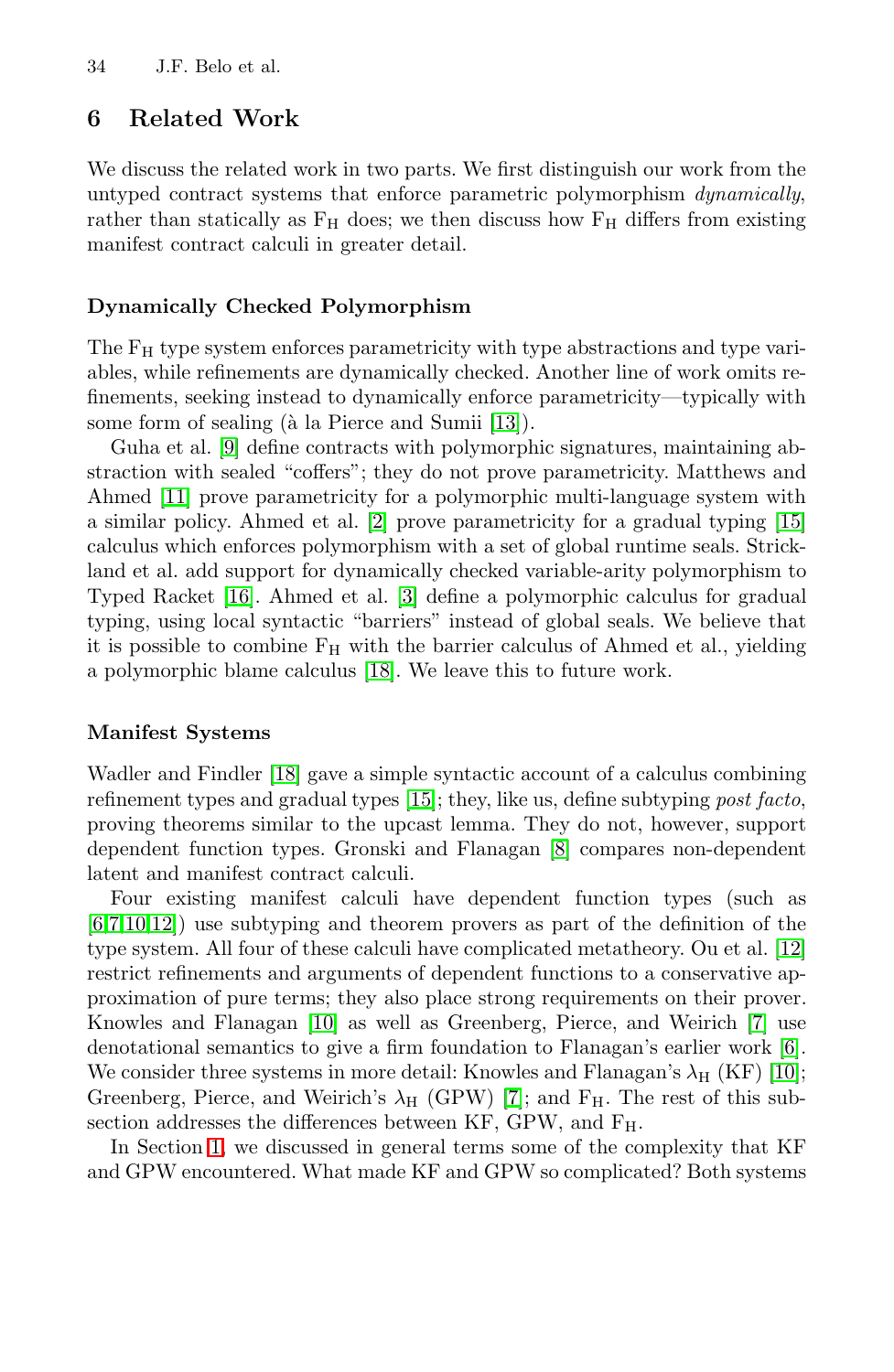## 6 Related Work

We discuss the related work in two parts. We first distinguish our work from the untyped contract systems that enforce parametric polymorphism *dynamically*, rather than statically as $F_H$ does; we then discuss how $F_H$ differs from existing manifest contract calculi in greater detail.

### Dynamically Checked Polymorphism

The $F_H$ type system enforces parametricity with type abstractions and type variables, while refinements are dynamically checked. Another line of work omits refinements, seeking instead to dynamically enforce parametricity—typically with some form of sealing (à la Pierce and Sumii [13]).

Guha et al. [9] define contracts with polymorphic signatures, maintaining abstraction with sealed "coffers"; they do not prove parametricity. Matthews and Ahmed [11] prove parametricity for a polymorphic multi-language system with a similar policy. Ahmed et al. [2] prove parametricity for a gradual typing [15] calculus which enforces polymorphism with a set of global runtime seals. Strickland et al. add support for dynamically checked variable-arity polymorphism to Typed Racket [16]. Ahmed et al. [3] define a polymorphic calculus for gradual typing, using local syntactic "barriers" instead of global seals. We believe that it is possible to combine $F_H$ with the barrier calculus of Ahmed et al., yielding a polymorphic blame calculus [18]. We leave this to future work.

### Manifest Systems

Wadler and Findler [18] gave a simple syntactic account of a calculus combining refinement types and gradual types [15]; they, like us, define subtyping *post facto*, proving theorems similar to the upcast lemma. They do not, however, support dependent function types. Gronski and Flanagan [8] compares non-dependent latent and manifest contract calculi.

Four existing manifest calculi have dependent function types (such as [6,7,10,12]) use subtyping and theorem provers as part of the definition of the type system. All four of these calculi have complicated metatheory. Ou et al. [12] restrict refinements and arguments of dependent functions to a conservative approximation of pure terms; they also place strong requirements on their prover. Knowles and Flanagan [10] as well as Greenberg, Pierce, and Weirich [7] use denotational semantics to give a firm foundation to Flanagan's earlier work [6]. We consider three systems in more detail: Knowles and Flanagan's $\lambda_H$ (KF) [10]; Greenberg, Pierce, and Weirich's $\lambda_H$ (GPW) [7]; and $F_H$. The rest of this subsection addresses the differences between KF, GPW, and $F_H$.

In Section 1, we discussed in general terms some of the complexity that KF and GPW encountered. What made KF and GPW so complicated? Both systems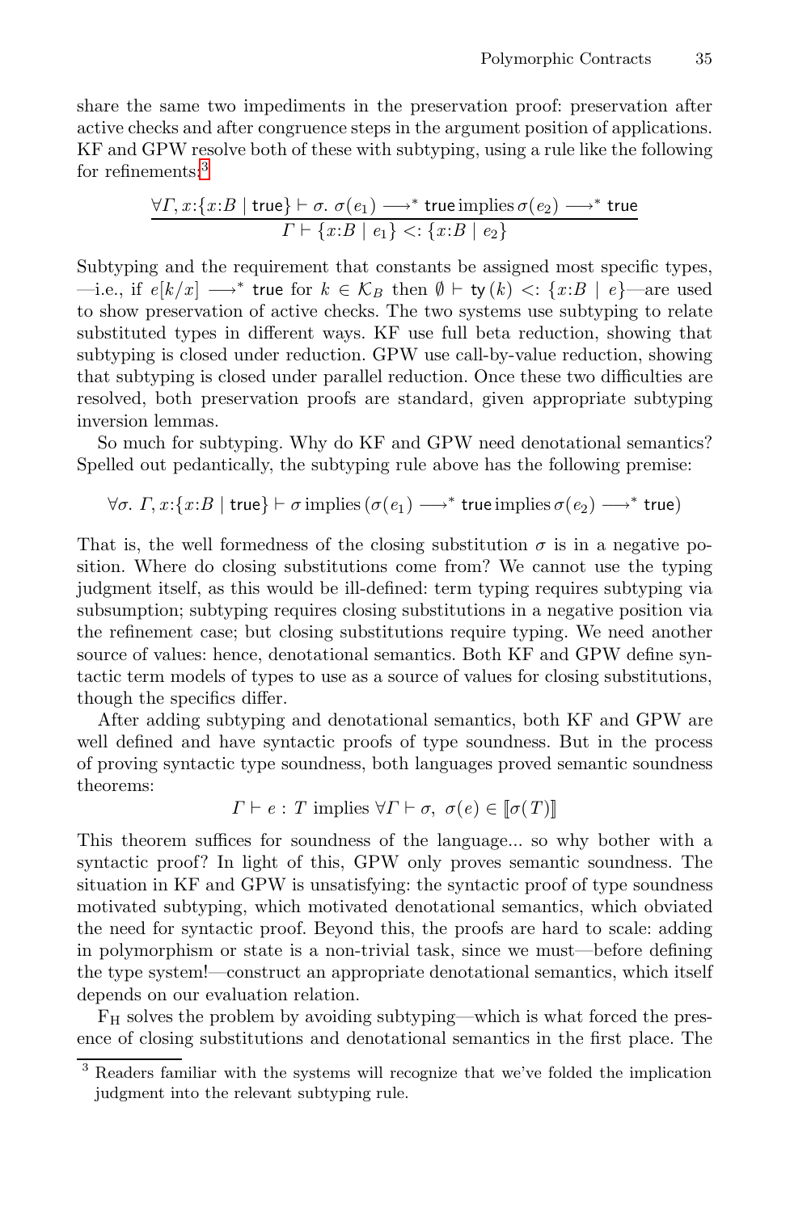share the same two impediments in the preservation proof: preservation after active checks and after congruence steps in the argument position of applications. KF and GPW resolve both of these with subtyping, using a rule like the following for refinements:[3]

$$\frac{\forall \Gamma, x{:}\{x{:}B \mid \mathsf{true}\} \vdash \sigma.\ \sigma(e_1) \longrightarrow^* \mathsf{true}\,\text{implies}\,\sigma(e_2) \longrightarrow^* \mathsf{true}}{\Gamma \vdash \{x{:}B \mid e_1\} <: \{x{:}B \mid e_2\}}$$

Subtyping and the requirement that constants be assigned most specific types, —i.e., if $e[k/x] \longrightarrow^* \mathsf{true}$ for $k \in \mathcal{K}_B$ then $\emptyset \vdash \mathsf{ty}(k) <: \{x{:}B \mid e\}$—are used to show preservation of active checks. The two systems use subtyping to relate substituted types in different ways. KF use full beta reduction, showing that subtyping is closed under reduction. GPW use call-by-value reduction, showing that subtyping is closed under parallel reduction. Once these two difficulties are resolved, both preservation proofs are standard, given appropriate subtyping inversion lemmas.

So much for subtyping. Why do KF and GPW need denotational semantics? Spelled out pedantically, the subtyping rule above has the following premise:

$$\forall \sigma.\ \Gamma, x{:}\{x{:}B \mid \mathsf{true}\} \vdash \sigma\,\text{implies}\,(\sigma(e_1) \longrightarrow^* \mathsf{true}\,\text{implies}\,\sigma(e_2) \longrightarrow^* \mathsf{true})$$

That is, the well formedness of the closing substitution $\sigma$ is in a negative position. Where do closing substitutions come from? We cannot use the typing judgment itself, as this would be ill-defined: term typing requires subtyping via subsumption; subtyping requires closing substitutions in a negative position via the refinement case; but closing substitutions require typing. We need another source of values: hence, denotational semantics. Both KF and GPW define syntactic term models of types to use as a source of values for closing substitutions, though the specifics differ.

After adding subtyping and denotational semantics, both KF and GPW are well defined and have syntactic proofs of type soundness. But in the process of proving syntactic type soundness, both languages proved semantic soundness theorems:

$$\Gamma \vdash e : T \text{ implies } \forall \Gamma \vdash \sigma,\ \sigma(e) \in [\![\sigma(T)]\!]$$

This theorem suffices for soundness of the language... so why bother with a syntactic proof? In light of this, GPW only proves semantic soundness. The situation in KF and GPW is unsatisfying: the syntactic proof of type soundness motivated subtyping, which motivated denotational semantics, which obviated the need for syntactic proof. Beyond this, the proofs are hard to scale: adding in polymorphism or state is a non-trivial task, since we must—before defining the type system!—construct an appropriate denotational semantics, which itself depends on our evaluation relation.

$\mathrm{F_H}$ solves the problem by avoiding subtyping—which is what forced the presence of closing substitutions and denotational semantics in the first place. The

[3] Readers familiar with the systems will recognize that we've folded the implication judgment into the relevant subtyping rule.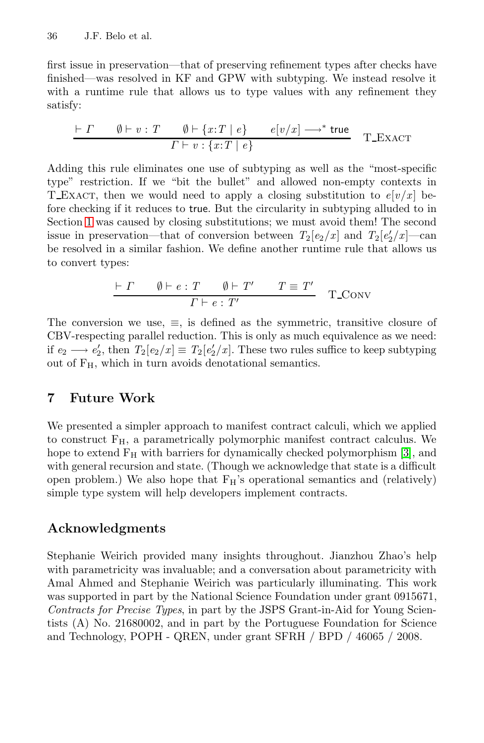first issue in preservation—that of preserving refinement types after checks have finished—was resolved in KF and GPW with subtyping. We instead resolve it with a runtime rule that allows us to type values with any refinement they satisfy:

$$\frac{\vdash \Gamma \qquad \emptyset \vdash v : T \qquad \emptyset \vdash \{x{:}T \mid e\} \qquad e[v/x] \longrightarrow^* \mathsf{true}}{\Gamma \vdash v : \{x{:}T \mid e\}} \quad \text{T\_EXACT}$$

Adding this rule eliminates one use of subtyping as well as the "most-specific type" restriction. If we "bit the bullet" and allowed non-empty contexts in T_EXACT, then we would need to apply a closing substitution to $e[v/x]$ before checking if it reduces to true. But the circularity in subtyping alluded to in Section 1 was caused by closing substitutions; we must avoid them! The second issue in preservation—that of conversion between $T_2[e_2/x]$ and $T_2[e_2'/x]$—can be resolved in a similar fashion. We define another runtime rule that allows us to convert types:

$$\frac{\vdash \Gamma \qquad \emptyset \vdash e : T \qquad \emptyset \vdash T' \qquad T \equiv T'}{\Gamma \vdash e : T'} \quad \text{T\_CONV}$$

The conversion we use, $\equiv$, is defined as the symmetric, transitive closure of CBV-respecting parallel reduction. This is only as much equivalence as we need: if $e_2 \longrightarrow e_2'$, then $T_2[e_2/x] \equiv T_2[e_2'/x]$. These two rules suffice to keep subtyping out of $\mathrm{F_H}$, which in turn avoids denotational semantics.

## 7 Future Work

We presented a simpler approach to manifest contract calculi, which we applied to construct $\mathrm{F_H}$, a parametrically polymorphic manifest contract calculus. We hope to extend $\mathrm{F_H}$ with barriers for dynamically checked polymorphism [3], and with general recursion and state. (Though we acknowledge that state is a difficult open problem.) We also hope that $\mathrm{F_H}$'s operational semantics and (relatively) simple type system will help developers implement contracts.

## Acknowledgments

Stephanie Weirich provided many insights throughout. Jianzhou Zhao's help with parametricity was invaluable; and a conversation about parametricity with Amal Ahmed and Stephanie Weirich was particularly illuminating. This work was supported in part by the National Science Foundation under grant 0915671, *Contracts for Precise Types*, in part by the JSPS Grant-in-Aid for Young Scientists (A) No. 21680002, and in part by the Portuguese Foundation for Science and Technology, POPH - QREN, under grant SFRH / BPD / 46065 / 2008.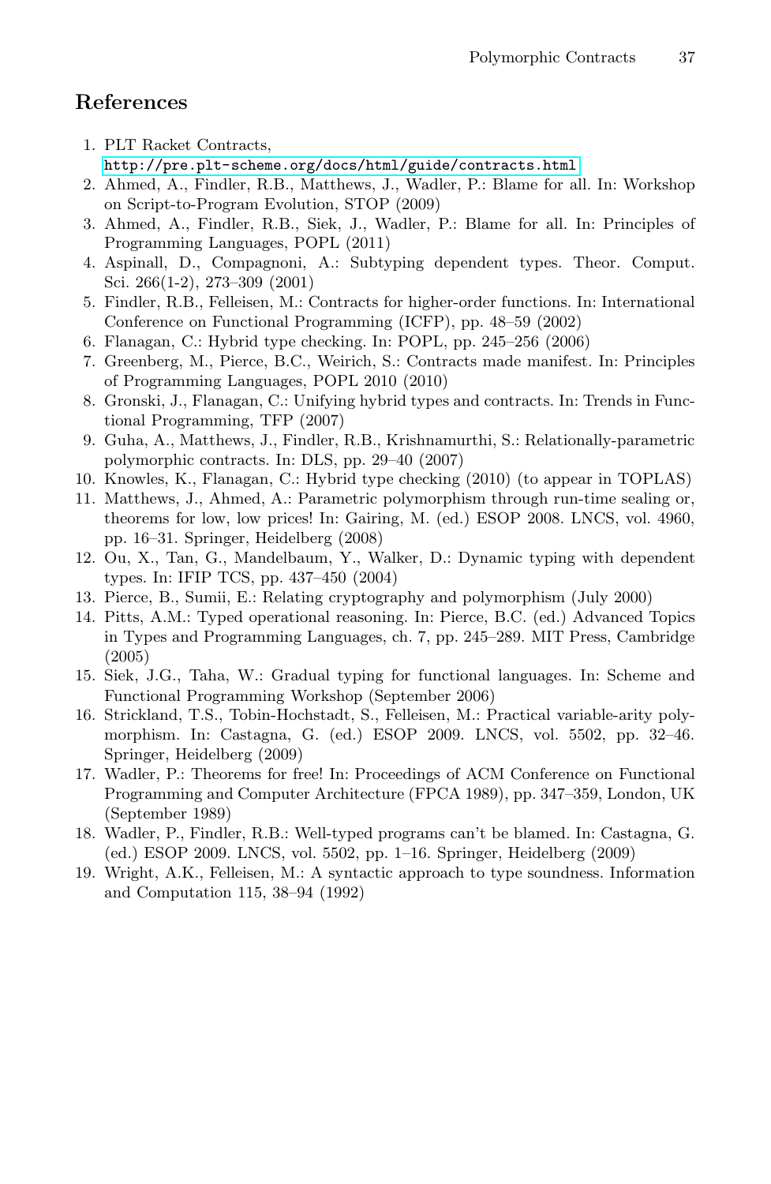## References

1. PLT Racket Contracts, http://pre.plt-scheme.org/docs/html/guide/contracts.html
2. Ahmed, A., Findler, R.B., Matthews, J., Wadler, P.: Blame for all. In: Workshop on Script-to-Program Evolution, STOP (2009)
3. Ahmed, A., Findler, R.B., Siek, J., Wadler, P.: Blame for all. In: Principles of Programming Languages, POPL (2011)
4. Aspinall, D., Compagnoni, A.: Subtyping dependent types. Theor. Comput. Sci. 266(1-2), 273–309 (2001)
5. Findler, R.B., Felleisen, M.: Contracts for higher-order functions. In: International Conference on Functional Programming (ICFP), pp. 48–59 (2002)
6. Flanagan, C.: Hybrid type checking. In: POPL, pp. 245–256 (2006)
7. Greenberg, M., Pierce, B.C., Weirich, S.: Contracts made manifest. In: Principles of Programming Languages, POPL 2010 (2010)
8. Gronski, J., Flanagan, C.: Unifying hybrid types and contracts. In: Trends in Functional Programming, TFP (2007)
9. Guha, A., Matthews, J., Findler, R.B., Krishnamurthi, S.: Relationally-parametric polymorphic contracts. In: DLS, pp. 29–40 (2007)
10. Knowles, K., Flanagan, C.: Hybrid type checking (2010) (to appear in TOPLAS)
11. Matthews, J., Ahmed, A.: Parametric polymorphism through run-time sealing or, theorems for low, low prices! In: Gairing, M. (ed.) ESOP 2008. LNCS, vol. 4960, pp. 16–31. Springer, Heidelberg (2008)
12. Ou, X., Tan, G., Mandelbaum, Y., Walker, D.: Dynamic typing with dependent types. In: IFIP TCS, pp. 437–450 (2004)
13. Pierce, B., Sumii, E.: Relating cryptography and polymorphism (July 2000)
14. Pitts, A.M.: Typed operational reasoning. In: Pierce, B.C. (ed.) Advanced Topics in Types and Programming Languages, ch. 7, pp. 245–289. MIT Press, Cambridge (2005)
15. Siek, J.G., Taha, W.: Gradual typing for functional languages. In: Scheme and Functional Programming Workshop (September 2006)
16. Strickland, T.S., Tobin-Hochstadt, S., Felleisen, M.: Practical variable-arity polymorphism. In: Castagna, G. (ed.) ESOP 2009. LNCS, vol. 5502, pp. 32–46. Springer, Heidelberg (2009)
17. Wadler, P.: Theorems for free! In: Proceedings of ACM Conference on Functional Programming and Computer Architecture (FPCA 1989), pp. 347–359, London, UK (September 1989)
18. Wadler, P., Findler, R.B.: Well-typed programs can't be blamed. In: Castagna, G. (ed.) ESOP 2009. LNCS, vol. 5502, pp. 1–16. Springer, Heidelberg (2009)
19. Wright, A.K., Felleisen, M.: A syntactic approach to type soundness. Information and Computation 115, 38–94 (1992)